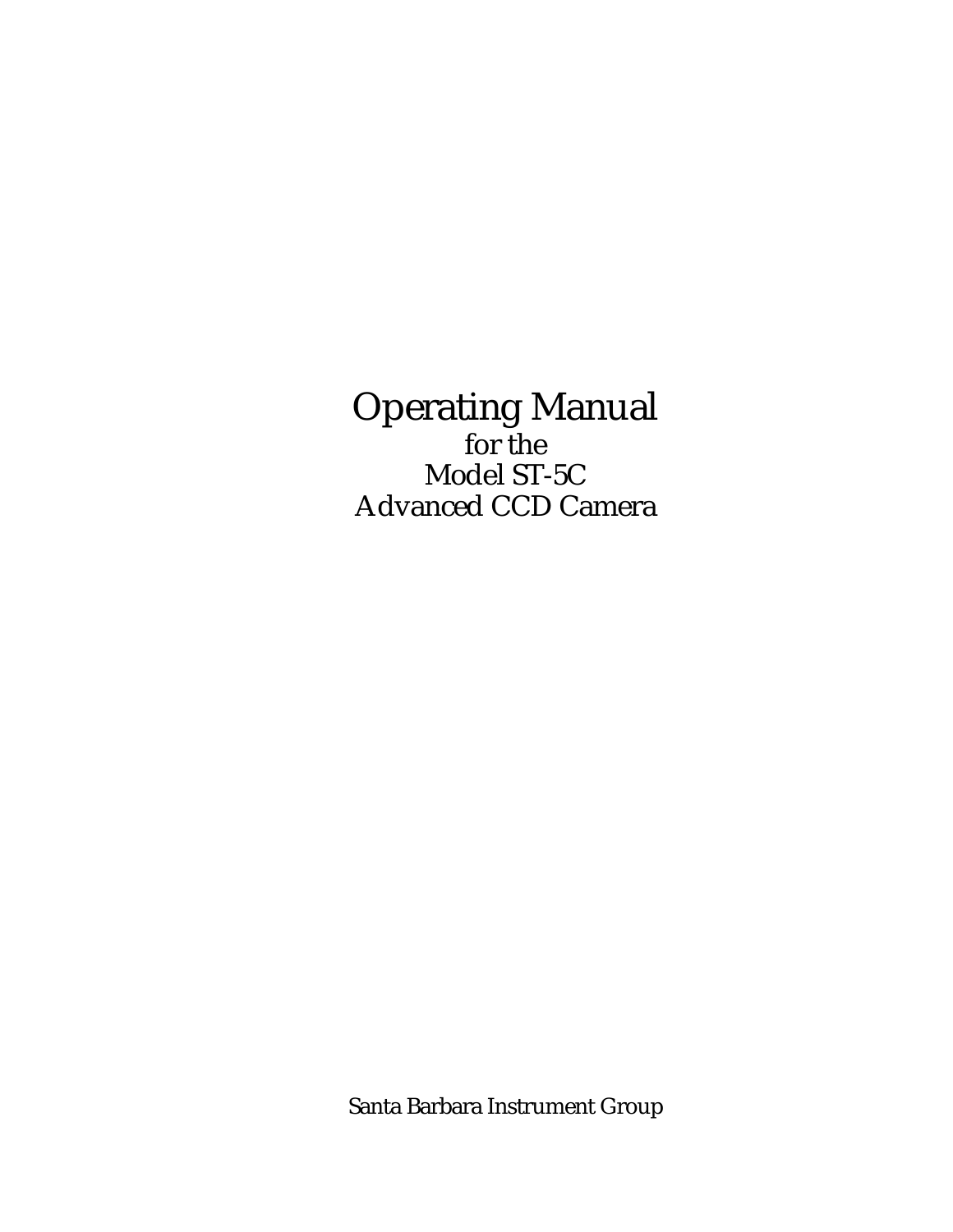# Operating Manual

for the

Model ST-5C

Advanced CCD Camera

Santa Barbara Instrument Group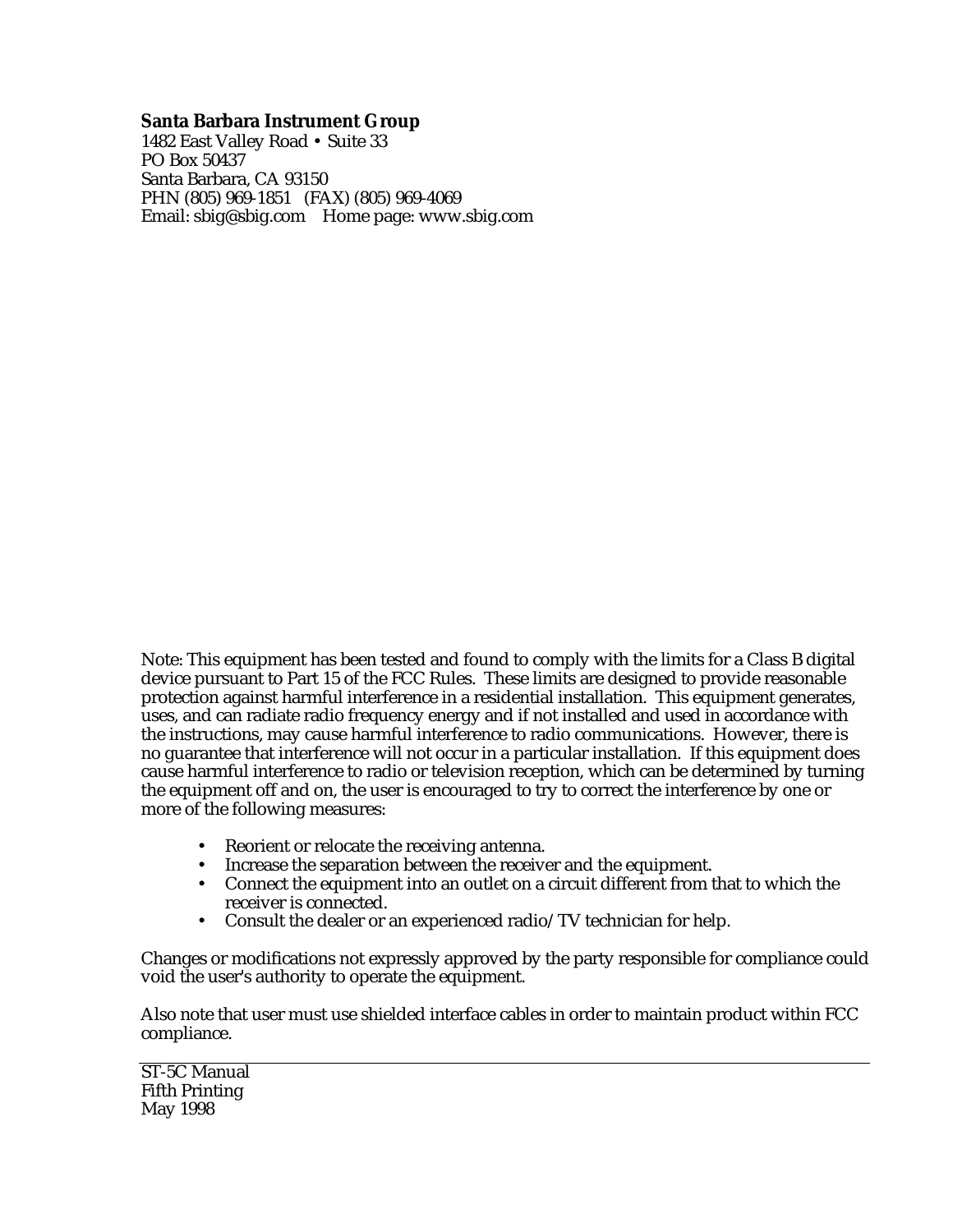**Santa Barbara Instrument Group**
1482 East Valley Road • Suite 33
PO Box 50437
Santa Barbara, CA 93150
PHN (805) 969-1851 (FAX) (805) 969-4069
Email: sbig@sbig.com Home page: www.sbig.com

Note: This equipment has been tested and found to comply with the limits for a Class B digital device pursuant to Part 15 of the FCC Rules. These limits are designed to provide reasonable protection against harmful interference in a residential installation. This equipment generates, uses, and can radiate radio frequency energy and if not installed and used in accordance with the instructions, may cause harmful interference to radio communications. However, there is no guarantee that interference will not occur in a particular installation. If this equipment does cause harmful interference to radio or television reception, which can be determined by turning the equipment off and on, the user is encouraged to try to correct the interference by one or more of the following measures:

- Reorient or relocate the receiving antenna.
- Increase the separation between the receiver and the equipment.
- Connect the equipment into an outlet on a circuit different from that to which the receiver is connected.
- Consult the dealer or an experienced radio/TV technician for help.

Changes or modifications not expressly approved by the party responsible for compliance could void the user's authority to operate the equipment.

Also note that user must use shielded interface cables in order to maintain product within FCC compliance.

---

ST-5C Manual
Fifth Printing
May 1998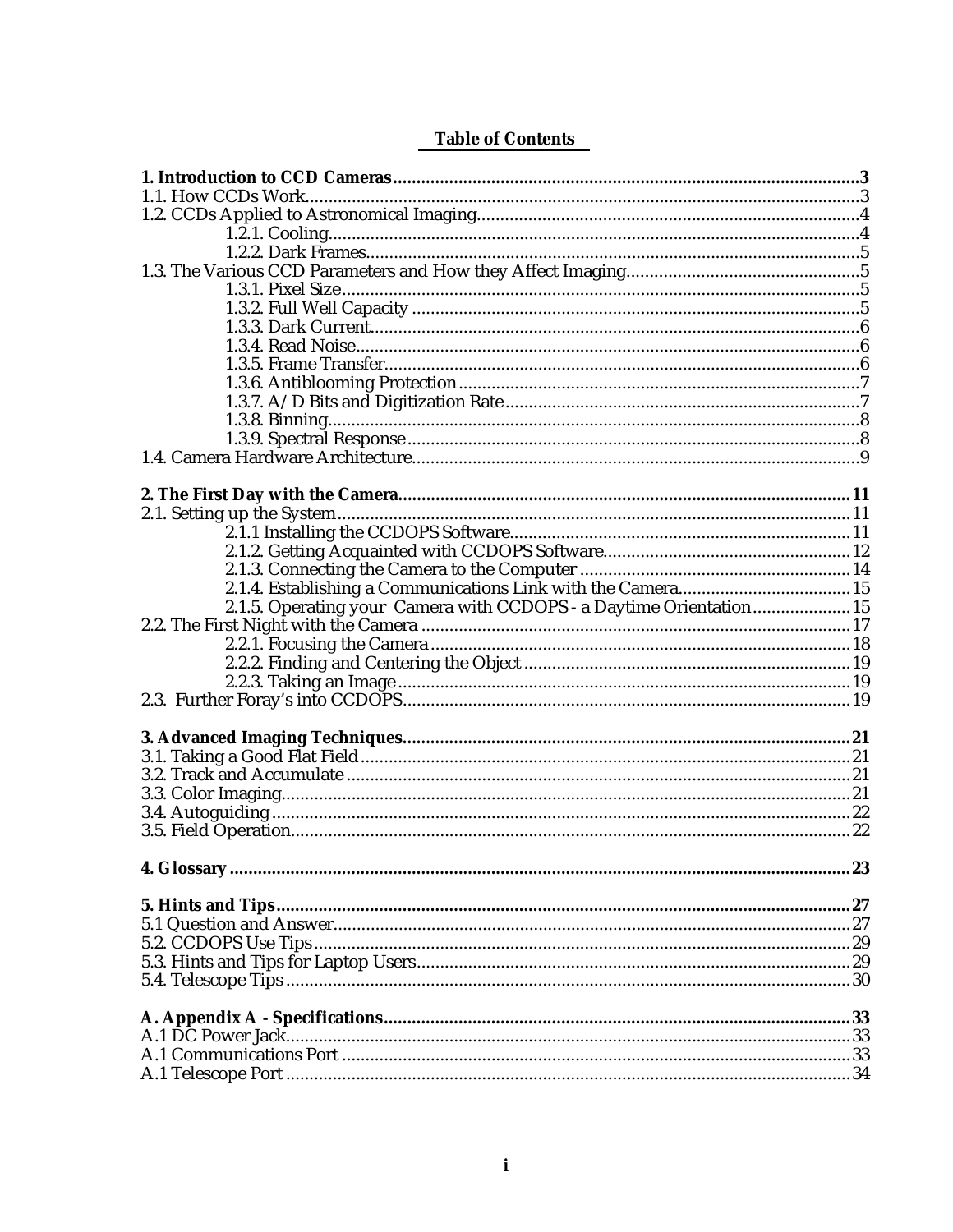# Table of Contents

**1. Introduction to CCD Cameras** .......... **3**
1.1. How CCDs Work .......... 3
1.2. CCDs Applied to Astronomical Imaging .......... 4
  1.2.1. Cooling .......... 4
  1.2.2. Dark Frames .......... 5
1.3. The Various CCD Parameters and How they Affect Imaging .......... 5
  1.3.1. Pixel Size .......... 5
  1.3.2. Full Well Capacity .......... 5
  1.3.3. Dark Current .......... 6
  1.3.4. Read Noise .......... 6
  1.3.5. Frame Transfer .......... 6
  1.3.6. Antiblooming Protection .......... 7
  1.3.7. A/D Bits and Digitization Rate .......... 7
  1.3.8. Binning .......... 8
  1.3.9. Spectral Response .......... 8
1.4. Camera Hardware Architecture .......... 9

**2. The First Day with the Camera** .......... **11**
2.1. Setting up the System .......... 11
  2.1.1 Installing the CCDOPS Software .......... 11
  2.1.2. Getting Acquainted with CCDOPS Software .......... 12
  2.1.3. Connecting the Camera to the Computer .......... 14
  2.1.4. Establishing a Communications Link with the Camera .......... 15
  2.1.5. Operating your Camera with CCDOPS - a Daytime Orientation .......... 15
2.2. The First Night with the Camera .......... 17
  2.2.1. Focusing the Camera .......... 18
  2.2.2. Finding and Centering the Object .......... 19
  2.2.3. Taking an Image .......... 19
2.3. Further Foray's into CCDOPS .......... 19

**3. Advanced Imaging Techniques** .......... **21**
3.1. Taking a Good Flat Field .......... 21
3.2. Track and Accumulate .......... 21
3.3. Color Imaging .......... 21
3.4. Autoguiding .......... 22
3.5. Field Operation .......... 22

**4. Glossary** .......... **23**

**5. Hints and Tips** .......... **27**
5.1 Question and Answer .......... 27
5.2. CCDOPS Use Tips .......... 29
5.3. Hints and Tips for Laptop Users .......... 29
5.4. Telescope Tips .......... 30

**A. Appendix A - Specifications** .......... **33**
A.1 DC Power Jack .......... 33
A.1 Communications Port .......... 33
A.1 Telescope Port .......... 34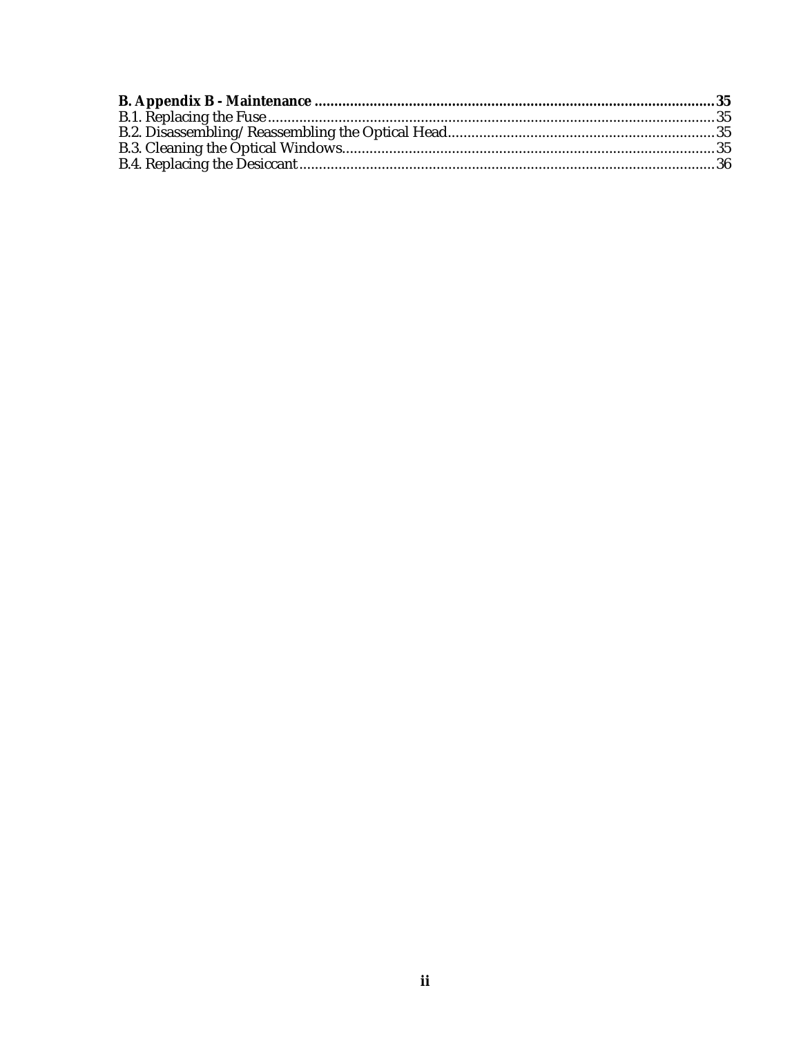**B. Appendix B - Maintenance ......................................................................................................35**
B.1. Replacing the Fuse......................................................................................................................35
B.2. Disassembling/Reassembling the Optical Head......................................................................35
B.3. Cleaning the Optical Windows..................................................................................................35
B.4. Replacing the Desiccant..............................................................................................................36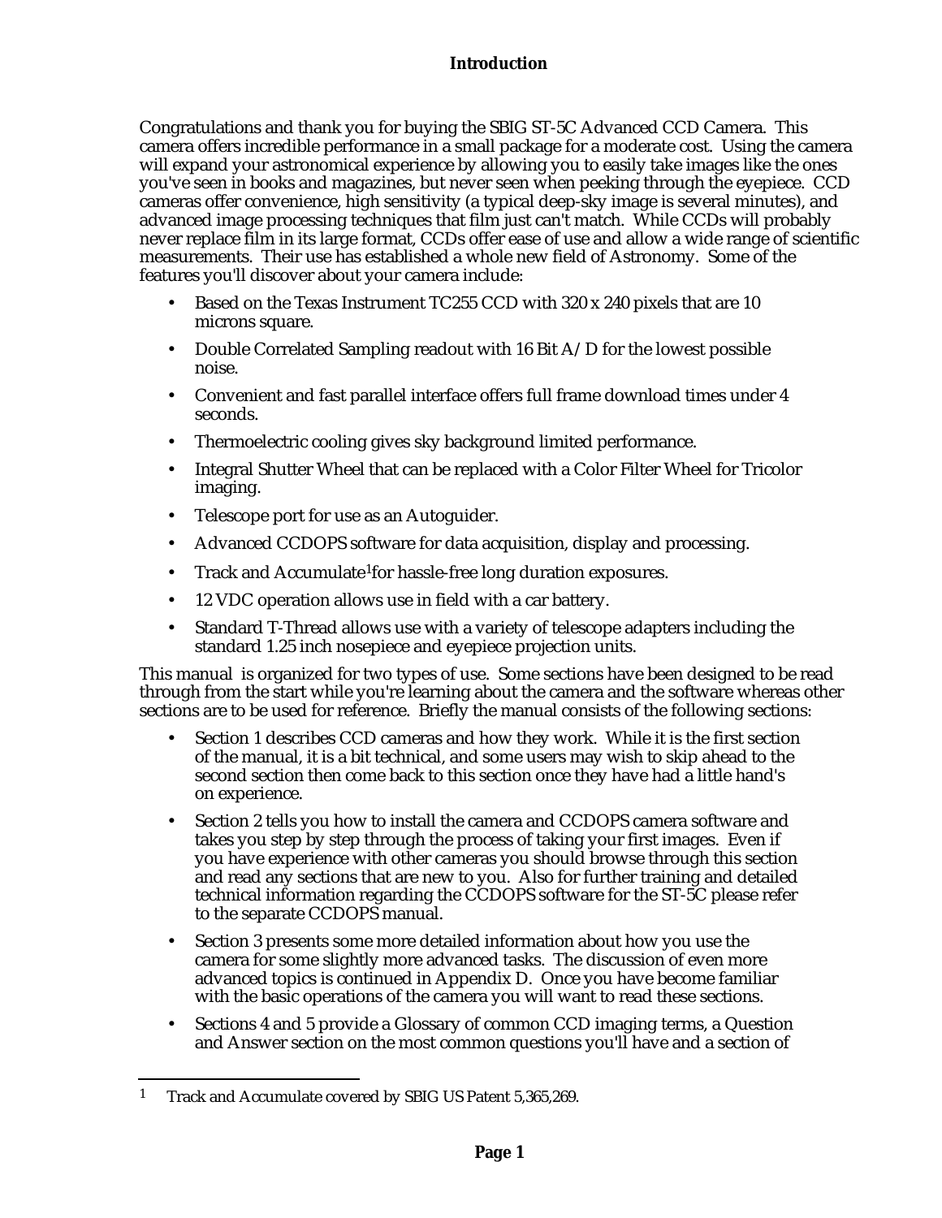# Introduction

Congratulations and thank you for buying the SBIG ST-5C Advanced CCD Camera. This camera offers incredible performance in a small package for a moderate cost. Using the camera will expand your astronomical experience by allowing you to easily take images like the ones you've seen in books and magazines, but never seen when peeking through the eyepiece. CCD cameras offer convenience, high sensitivity (a typical deep-sky image is several minutes), and advanced image processing techniques that film just can't match. While CCDs will probably never replace film in its large format, CCDs offer ease of use and allow a wide range of scientific measurements. Their use has established a whole new field of Astronomy. Some of the features you'll discover about your camera include:

- Based on the Texas Instrument TC255 CCD with 320 x 240 pixels that are 10 microns square.
- Double Correlated Sampling readout with 16 Bit A/D for the lowest possible noise.
- Convenient and fast parallel interface offers full frame download times under 4 seconds.
- Thermoelectric cooling gives sky background limited performance.
- Integral Shutter Wheel that can be replaced with a Color Filter Wheel for Tricolor imaging.
- Telescope port for use as an Autoguider.
- Advanced CCDOPS software for data acquisition, display and processing.
- Track and Accumulate[1] for hassle-free long duration exposures.
- 12 VDC operation allows use in field with a car battery.
- Standard T-Thread allows use with a variety of telescope adapters including the standard 1.25 inch nosepiece and eyepiece projection units.

This manual is organized for two types of use. Some sections have been designed to be read through from the start while you're learning about the camera and the software whereas other sections are to be used for reference. Briefly the manual consists of the following sections:

- Section 1 describes CCD cameras and how they work. While it is the first section of the manual, it is a bit technical, and some users may wish to skip ahead to the second section then come back to this section once they have had a little hand's on experience.
- Section 2 tells you how to install the camera and CCDOPS camera software and takes you step by step through the process of taking your first images. Even if you have experience with other cameras you should browse through this section and read any sections that are new to you. Also for further training and detailed technical information regarding the CCDOPS software for the ST-5C please refer to the separate CCDOPS manual.
- Section 3 presents some more detailed information about how you use the camera for some slightly more advanced tasks. The discussion of even more advanced topics is continued in Appendix D. Once you have become familiar with the basic operations of the camera you will want to read these sections.
- Sections 4 and 5 provide a Glossary of common CCD imaging terms, a Question and Answer section on the most common questions you'll have and a section of

---

[1] Track and Accumulate covered by SBIG US Patent 5,365,269.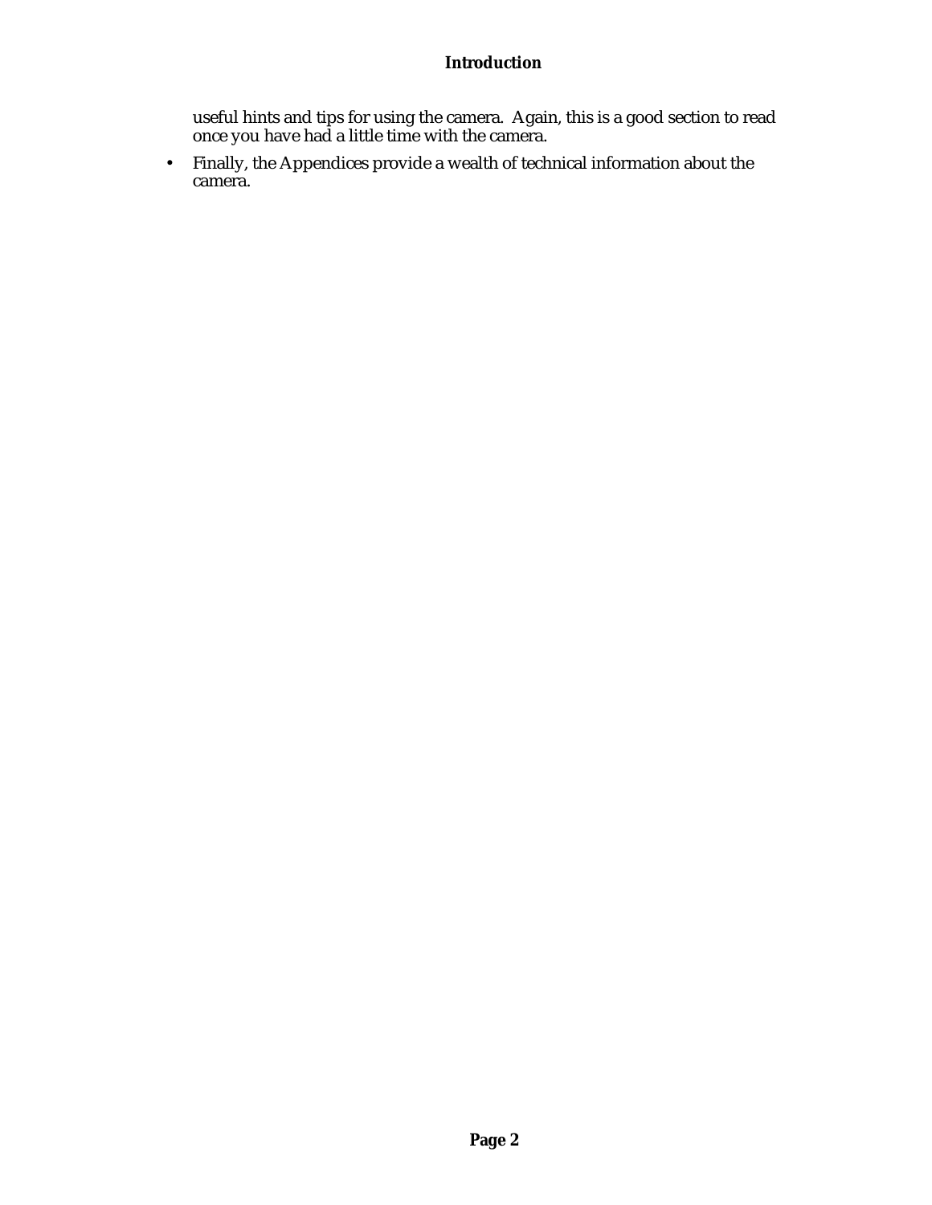useful hints and tips for using the camera. Again, this is a good section to read once you have had a little time with the camera.

- Finally, the Appendices provide a wealth of technical information about the camera.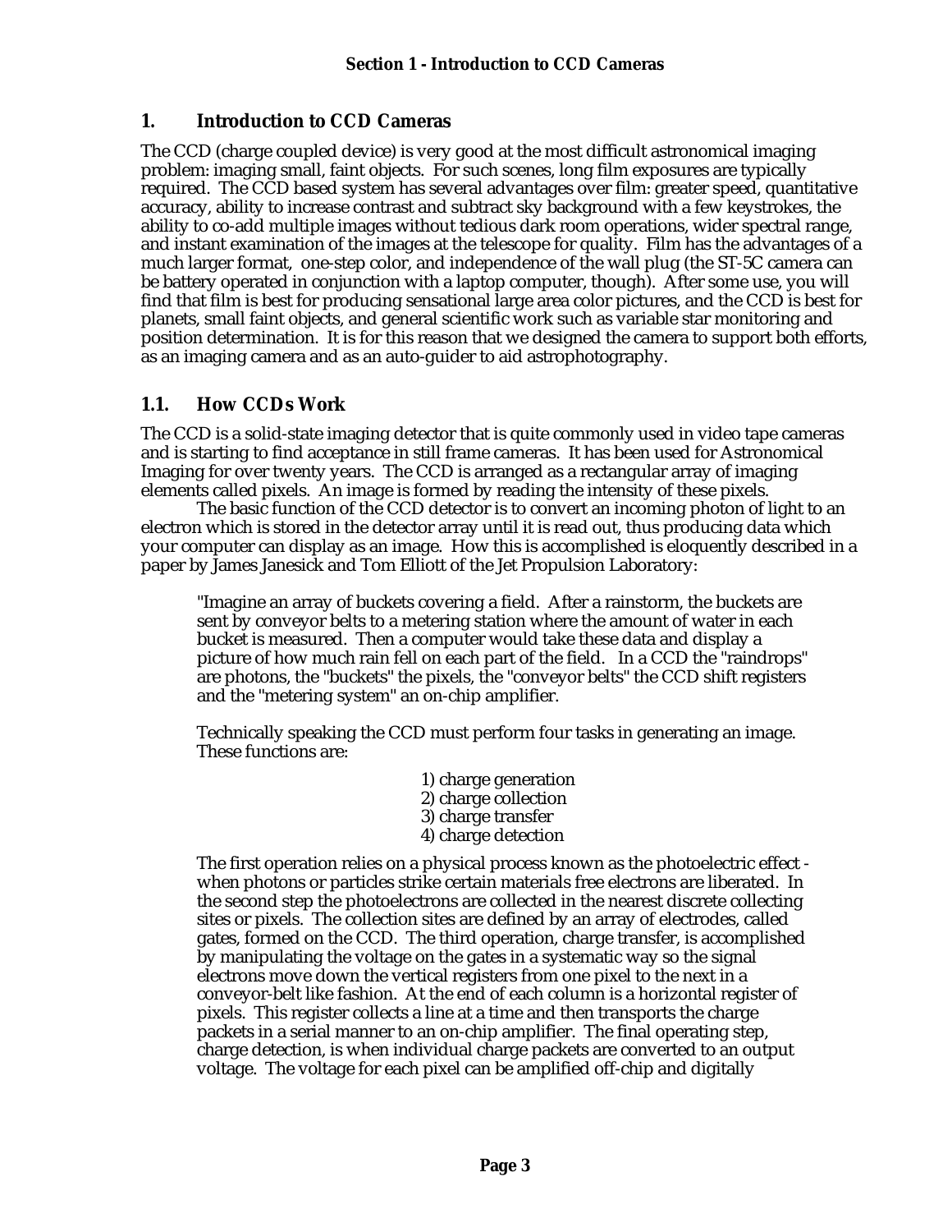# 1. Introduction to CCD Cameras

The CCD (charge coupled device) is very good at the most difficult astronomical imaging problem: imaging small, faint objects. For such scenes, long film exposures are typically required. The CCD based system has several advantages over film: greater speed, quantitative accuracy, ability to increase contrast and subtract sky background with a few keystrokes, the ability to co-add multiple images without tedious dark room operations, wider spectral range, and instant examination of the images at the telescope for quality. Film has the advantages of a much larger format, one-step color, and independence of the wall plug (the ST-5C camera can be battery operated in conjunction with a laptop computer, though). After some use, you will find that film is best for producing sensational large area color pictures, and the CCD is best for planets, small faint objects, and general scientific work such as variable star monitoring and position determination. It is for this reason that we designed the camera to support both efforts, as an imaging camera and as an auto-guider to aid astrophotography.

## 1.1. How CCDs Work

The CCD is a solid-state imaging detector that is quite commonly used in video tape cameras and is starting to find acceptance in still frame cameras. It has been used for Astronomical Imaging for over twenty years. The CCD is arranged as a rectangular array of imaging elements called pixels. An image is formed by reading the intensity of these pixels.

The basic function of the CCD detector is to convert an incoming photon of light to an electron which is stored in the detector array until it is read out, thus producing data which your computer can display as an image. How this is accomplished is eloquently described in a paper by James Janesick and Tom Elliott of the Jet Propulsion Laboratory:

> "Imagine an array of buckets covering a field. After a rainstorm, the buckets are sent by conveyor belts to a metering station where the amount of water in each bucket is measured. Then a computer would take these data and display a picture of how much rain fell on each part of the field. In a CCD the "raindrops" are photons, the "buckets" the pixels, the "conveyor belts" the CCD shift registers and the "metering system" an on-chip amplifier.
>
> Technically speaking the CCD must perform four tasks in generating an image. These functions are:
>
> 1) charge generation
> 2) charge collection
> 3) charge transfer
> 4) charge detection
>
> The first operation relies on a physical process known as the photoelectric effect - when photons or particles strike certain materials free electrons are liberated. In the second step the photoelectrons are collected in the nearest discrete collecting sites or pixels. The collection sites are defined by an array of electrodes, called gates, formed on the CCD. The third operation, charge transfer, is accomplished by manipulating the voltage on the gates in a systematic way so the signal electrons move down the vertical registers from one pixel to the next in a conveyor-belt like fashion. At the end of each column is a horizontal register of pixels. This register collects a line at a time and then transports the charge packets in a serial manner to an on-chip amplifier. The final operating step, charge detection, is when individual charge packets are converted to an output voltage. The voltage for each pixel can be amplified off-chip and digitally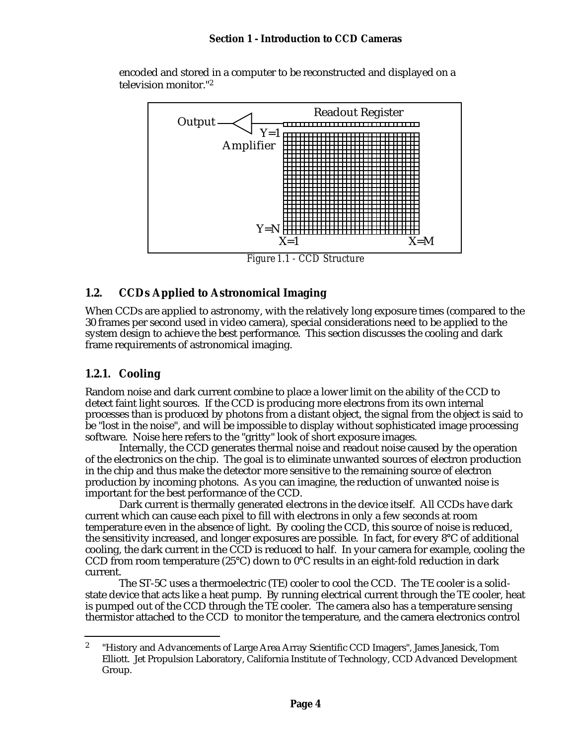encoded and stored in a computer to be reconstructed and displayed on a television monitor."[2]

*Figure 1.1 - CCD Structure*

## 1.2. CCDs Applied to Astronomical Imaging

When CCDs are applied to astronomy, with the relatively long exposure times (compared to the 30 frames per second used in video camera), special considerations need to be applied to the system design to achieve the best performance. This section discusses the cooling and dark frame requirements of astronomical imaging.

### 1.2.1. Cooling

Random noise and dark current combine to place a lower limit on the ability of the CCD to detect faint light sources. If the CCD is producing more electrons from its own internal processes than is produced by photons from a distant object, the signal from the object is said to be "lost in the noise", and will be impossible to display without sophisticated image processing software. Noise here refers to the "gritty" look of short exposure images.

Internally, the CCD generates thermal noise and readout noise caused by the operation of the electronics on the chip. The goal is to eliminate unwanted sources of electron production in the chip and thus make the detector more sensitive to the remaining source of electron production by incoming photons. As you can imagine, the reduction of unwanted noise is important for the best performance of the CCD.

Dark current is thermally generated electrons in the device itself. All CCDs have dark current which can cause each pixel to fill with electrons in only a few seconds at room temperature even in the absence of light. By cooling the CCD, this source of noise is reduced, the sensitivity increased, and longer exposures are possible. In fact, for every 8°C of additional cooling, the dark current in the CCD is reduced to half. In your camera for example, cooling the CCD from room temperature (25°C) down to 0°C results in an eight-fold reduction in dark current.

The ST-5C uses a thermoelectric (TE) cooler to cool the CCD. The TE cooler is a solid-state device that acts like a heat pump. By running electrical current through the TE cooler, heat is pumped out of the CCD through the TE cooler. The camera also has a temperature sensing thermistor attached to the CCD to monitor the temperature, and the camera electronics control

---

[2] "History and Advancements of Large Area Array Scientific CCD Imagers", James Janesick, Tom Elliott. Jet Propulsion Laboratory, California Institute of Technology, CCD Advanced Development Group.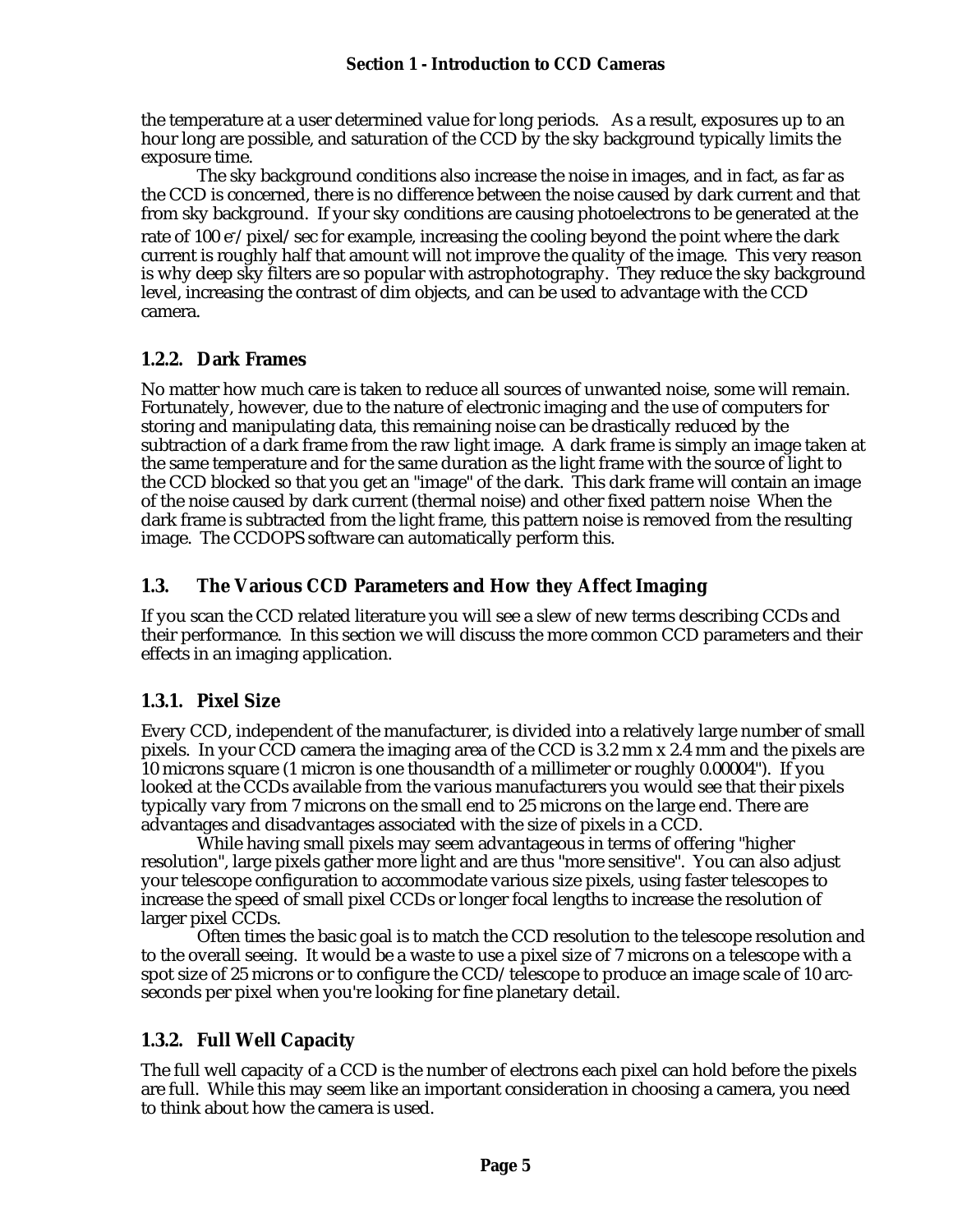the temperature at a user determined value for long periods. As a result, exposures up to an hour long are possible, and saturation of the CCD by the sky background typically limits the exposure time.

The sky background conditions also increase the noise in images, and in fact, as far as the CCD is concerned, there is no difference between the noise caused by dark current and that from sky background. If your sky conditions are causing photoelectrons to be generated at the rate of 100 $e^-$/pixel/sec for example, increasing the cooling beyond the point where the dark current is roughly half that amount will not improve the quality of the image. This very reason is why deep sky filters are so popular with astrophotography. They reduce the sky background level, increasing the contrast of dim objects, and can be used to advantage with the CCD camera.

### 1.2.2. Dark Frames

No matter how much care is taken to reduce all sources of unwanted noise, some will remain. Fortunately, however, due to the nature of electronic imaging and the use of computers for storing and manipulating data, this remaining noise can be drastically reduced by the subtraction of a dark frame from the raw light image. A dark frame is simply an image taken at the same temperature and for the same duration as the light frame with the source of light to the CCD blocked so that you get an "image" of the dark. This dark frame will contain an image of the noise caused by dark current (thermal noise) and other fixed pattern noise When the dark frame is subtracted from the light frame, this pattern noise is removed from the resulting image. The CCDOPS software can automatically perform this.

## 1.3. The Various CCD Parameters and How they Affect Imaging

If you scan the CCD related literature you will see a slew of new terms describing CCDs and their performance. In this section we will discuss the more common CCD parameters and their effects in an imaging application.

### 1.3.1. Pixel Size

Every CCD, independent of the manufacturer, is divided into a relatively large number of small pixels. In your CCD camera the imaging area of the CCD is 3.2 mm x 2.4 mm and the pixels are 10 microns square (1 micron is one thousandth of a millimeter or roughly 0.00004"). If you looked at the CCDs available from the various manufacturers you would see that their pixels typically vary from 7 microns on the small end to 25 microns on the large end. There are advantages and disadvantages associated with the size of pixels in a CCD.

While having small pixels may seem advantageous in terms of offering "higher resolution", large pixels gather more light and are thus "more sensitive". You can also adjust your telescope configuration to accommodate various size pixels, using faster telescopes to increase the speed of small pixel CCDs or longer focal lengths to increase the resolution of larger pixel CCDs.

Often times the basic goal is to match the CCD resolution to the telescope resolution and to the overall seeing. It would be a waste to use a pixel size of 7 microns on a telescope with a spot size of 25 microns or to configure the CCD/telescope to produce an image scale of 10 arc-seconds per pixel when you're looking for fine planetary detail.

### 1.3.2. Full Well Capacity

The full well capacity of a CCD is the number of electrons each pixel can hold before the pixels are full. While this may seem like an important consideration in choosing a camera, you need to think about how the camera is used.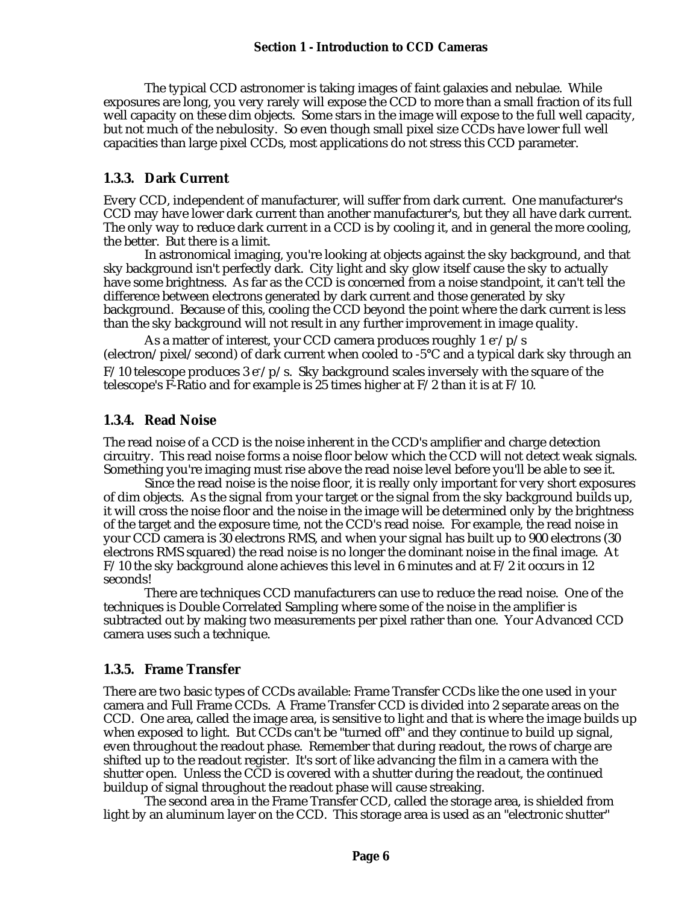The typical CCD astronomer is taking images of faint galaxies and nebulae. While exposures are long, you very rarely will expose the CCD to more than a small fraction of its full well capacity on these dim objects. Some stars in the image will expose to the full well capacity, but not much of the nebulosity. So even though small pixel size CCDs have lower full well capacities than large pixel CCDs, most applications do not stress this CCD parameter.

### 1.3.3. Dark Current

Every CCD, independent of manufacturer, will suffer from dark current. One manufacturer's CCD may have lower dark current than another manufacturer's, but they all have dark current. The only way to reduce dark current in a CCD is by cooling it, and in general the more cooling, the better. But there is a limit.

In astronomical imaging, you're looking at objects against the sky background, and that sky background isn't perfectly dark. City light and sky glow itself cause the sky to actually have some brightness. As far as the CCD is concerned from a noise standpoint, it can't tell the difference between electrons generated by dark current and those generated by sky background. Because of this, cooling the CCD beyond the point where the dark current is less than the sky background will not result in any further improvement in image quality.

As a matter of interest, your CCD camera produces roughly 1 $e^-$/p/s (electron/pixel/second) of dark current when cooled to -5°C and a typical dark sky through an F/10 telescope produces 3 $e^-$/p/s. Sky background scales inversely with the square of the telescope's F-Ratio and for example is 25 times higher at F/2 than it is at F/10.

### 1.3.4. Read Noise

The read noise of a CCD is the noise inherent in the CCD's amplifier and charge detection circuitry. This read noise forms a noise floor below which the CCD will not detect weak signals. Something you're imaging must rise above the read noise level before you'll be able to see it.

Since the read noise is the noise floor, it is really only important for very short exposures of dim objects. As the signal from your target or the signal from the sky background builds up, it will cross the noise floor and the noise in the image will be determined only by the brightness of the target and the exposure time, not the CCD's read noise. For example, the read noise in your CCD camera is 30 electrons RMS, and when your signal has built up to 900 electrons (30 electrons RMS squared) the read noise is no longer the dominant noise in the final image. At F/10 the sky background alone achieves this level in 6 minutes and at F/2 it occurs in 12 seconds!

There are techniques CCD manufacturers can use to reduce the read noise. One of the techniques is Double Correlated Sampling where some of the noise in the amplifier is subtracted out by making two measurements per pixel rather than one. Your Advanced CCD camera uses such a technique.

### 1.3.5. Frame Transfer

There are two basic types of CCDs available: Frame Transfer CCDs like the one used in your camera and Full Frame CCDs. A Frame Transfer CCD is divided into 2 separate areas on the CCD. One area, called the image area, is sensitive to light and that is where the image builds up when exposed to light. But CCDs can't be "turned off" and they continue to build up signal, even throughout the readout phase. Remember that during readout, the rows of charge are shifted up to the readout register. It's sort of like advancing the film in a camera with the shutter open. Unless the CCD is covered with a shutter during the readout, the continued buildup of signal throughout the readout phase will cause streaking.

The second area in the Frame Transfer CCD, called the storage area, is shielded from light by an aluminum layer on the CCD. This storage area is used as an "electronic shutter"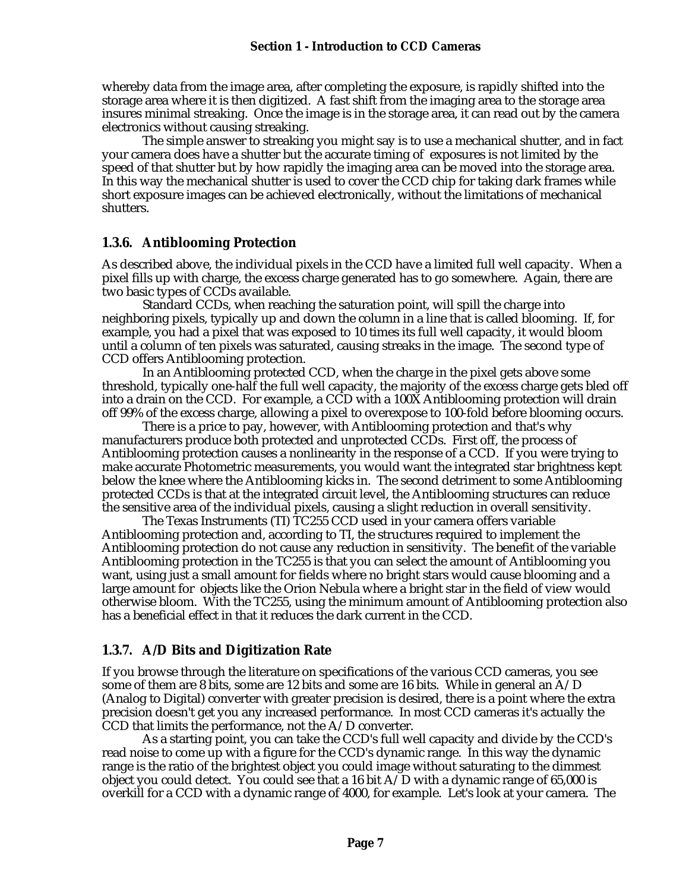whereby data from the image area, after completing the exposure, is rapidly shifted into the storage area where it is then digitized. A fast shift from the imaging area to the storage area insures minimal streaking. Once the image is in the storage area, it can read out by the camera electronics without causing streaking.

The simple answer to streaking you might say is to use a mechanical shutter, and in fact your camera does have a shutter but the accurate timing of exposures is not limited by the speed of that shutter but by how rapidly the imaging area can be moved into the storage area. In this way the mechanical shutter is used to cover the CCD chip for taking dark frames while short exposure images can be achieved electronically, without the limitations of mechanical shutters.

### 1.3.6. Antiblooming Protection

As described above, the individual pixels in the CCD have a limited full well capacity. When a pixel fills up with charge, the excess charge generated has to go somewhere. Again, there are two basic types of CCDs available.

Standard CCDs, when reaching the saturation point, will spill the charge into neighboring pixels, typically up and down the column in a line that is called blooming. If, for example, you had a pixel that was exposed to 10 times its full well capacity, it would bloom until a column of ten pixels was saturated, causing streaks in the image. The second type of CCD offers Antiblooming protection.

In an Antiblooming protected CCD, when the charge in the pixel gets above some threshold, typically one-half the full well capacity, the majority of the excess charge gets bled off into a drain on the CCD. For example, a CCD with a 100X Antiblooming protection will drain off 99% of the excess charge, allowing a pixel to overexpose to 100-fold before blooming occurs.

There is a price to pay, however, with Antiblooming protection and that's why manufacturers produce both protected and unprotected CCDs. First off, the process of Antiblooming protection causes a nonlinearity in the response of a CCD. If you were trying to make accurate Photometric measurements, you would want the integrated star brightness kept below the knee where the Antiblooming kicks in. The second detriment to some Antiblooming protected CCDs is that at the integrated circuit level, the Antiblooming structures can reduce the sensitive area of the individual pixels, causing a slight reduction in overall sensitivity.

The Texas Instruments (TI) TC255 CCD used in your camera offers variable Antiblooming protection and, according to TI, the structures required to implement the Antiblooming protection do not cause any reduction in sensitivity. The benefit of the variable Antiblooming protection in the TC255 is that you can select the amount of Antiblooming you want, using just a small amount for fields where no bright stars would cause blooming and a large amount for objects like the Orion Nebula where a bright star in the field of view would otherwise bloom. With the TC255, using the minimum amount of Antiblooming protection also has a beneficial effect in that it reduces the dark current in the CCD.

### 1.3.7. A/D Bits and Digitization Rate

If you browse through the literature on specifications of the various CCD cameras, you see some of them are 8 bits, some are 12 bits and some are 16 bits. While in general an A/D (Analog to Digital) converter with greater precision is desired, there is a point where the extra precision doesn't get you any increased performance. In most CCD cameras it's actually the CCD that limits the performance, not the A/D converter.

As a starting point, you can take the CCD's full well capacity and divide by the CCD's read noise to come up with a figure for the CCD's dynamic range. In this way the dynamic range is the ratio of the brightest object you could image without saturating to the dimmest object you could detect. You could see that a 16 bit A/D with a dynamic range of 65,000 is overkill for a CCD with a dynamic range of 4000, for example. Let's look at your camera. The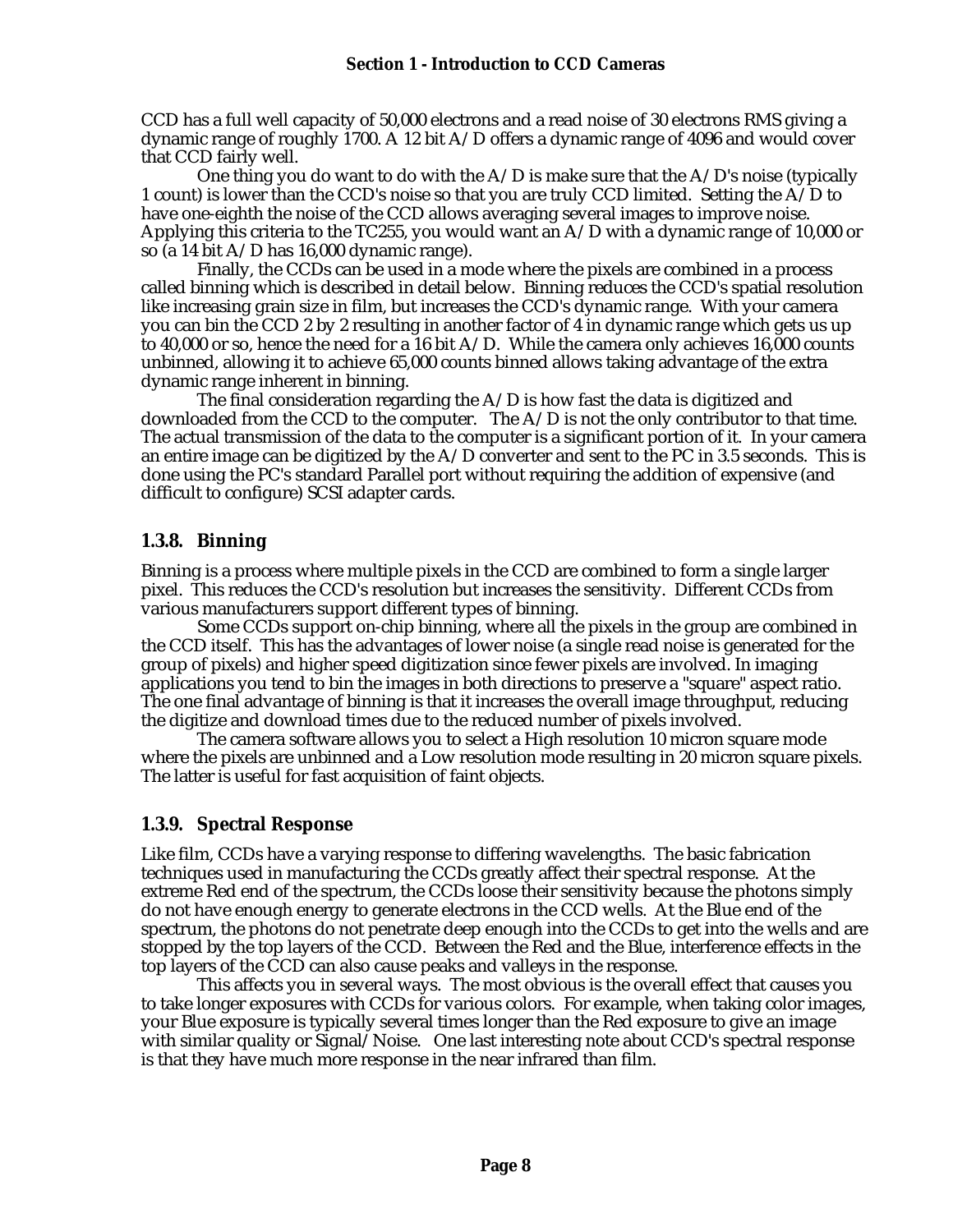CCD has a full well capacity of 50,000 electrons and a read noise of 30 electrons RMS giving a dynamic range of roughly 1700. A 12 bit A/D offers a dynamic range of 4096 and would cover that CCD fairly well.

One thing you do want to do with the A/D is make sure that the A/D's noise (typically 1 count) is lower than the CCD's noise so that you are truly CCD limited. Setting the A/D to have one-eighth the noise of the CCD allows averaging several images to improve noise. Applying this criteria to the TC255, you would want an A/D with a dynamic range of 10,000 or so (a 14 bit A/D has 16,000 dynamic range).

Finally, the CCDs can be used in a mode where the pixels are combined in a process called binning which is described in detail below. Binning reduces the CCD's spatial resolution like increasing grain size in film, but increases the CCD's dynamic range. With your camera you can bin the CCD 2 by 2 resulting in another factor of 4 in dynamic range which gets us up to 40,000 or so, hence the need for a 16 bit A/D. While the camera only achieves 16,000 counts unbinned, allowing it to achieve 65,000 counts binned allows taking advantage of the extra dynamic range inherent in binning.

The final consideration regarding the A/D is how fast the data is digitized and downloaded from the CCD to the computer. The A/D is not the only contributor to that time. The actual transmission of the data to the computer is a significant portion of it. In your camera an entire image can be digitized by the A/D converter and sent to the PC in 3.5 seconds. This is done using the PC's standard Parallel port without requiring the addition of expensive (and difficult to configure) SCSI adapter cards.

### 1.3.8. Binning

Binning is a process where multiple pixels in the CCD are combined to form a single larger pixel. This reduces the CCD's resolution but increases the sensitivity. Different CCDs from various manufacturers support different types of binning.

Some CCDs support on-chip binning, where all the pixels in the group are combined in the CCD itself. This has the advantages of lower noise (a single read noise is generated for the group of pixels) and higher speed digitization since fewer pixels are involved. In imaging applications you tend to bin the images in both directions to preserve a "square" aspect ratio. The one final advantage of binning is that it increases the overall image throughput, reducing the digitize and download times due to the reduced number of pixels involved.

The camera software allows you to select a High resolution 10 micron square mode where the pixels are unbinned and a Low resolution mode resulting in 20 micron square pixels. The latter is useful for fast acquisition of faint objects.

### 1.3.9. Spectral Response

Like film, CCDs have a varying response to differing wavelengths. The basic fabrication techniques used in manufacturing the CCDs greatly affect their spectral response. At the extreme Red end of the spectrum, the CCDs loose their sensitivity because the photons simply do not have enough energy to generate electrons in the CCD wells. At the Blue end of the spectrum, the photons do not penetrate deep enough into the CCDs to get into the wells and are stopped by the top layers of the CCD. Between the Red and the Blue, interference effects in the top layers of the CCD can also cause peaks and valleys in the response.

This affects you in several ways. The most obvious is the overall effect that causes you to take longer exposures with CCDs for various colors. For example, when taking color images, your Blue exposure is typically several times longer than the Red exposure to give an image with similar quality or Signal/Noise. One last interesting note about CCD's spectral response is that they have much more response in the near infrared than film.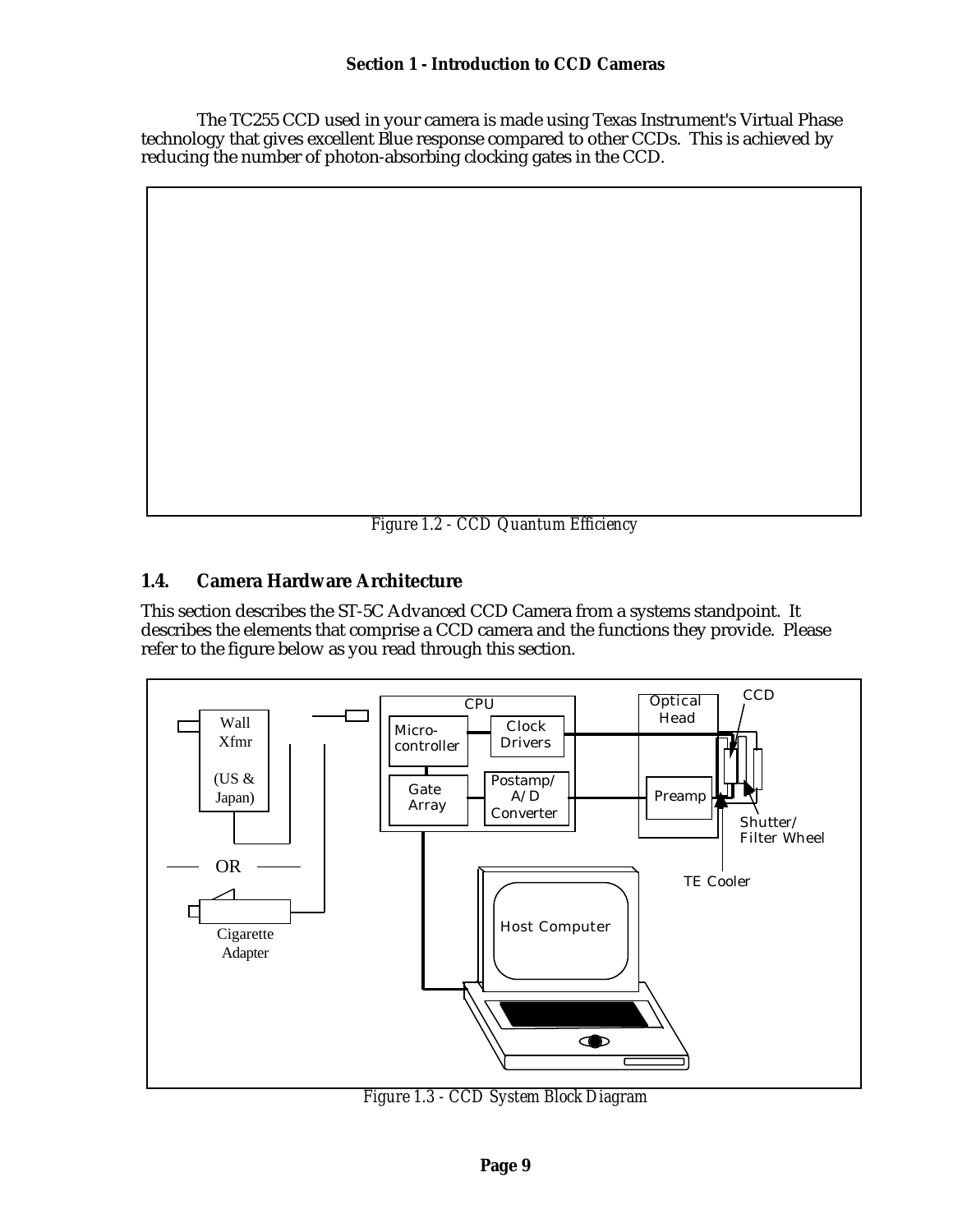The TC255 CCD used in your camera is made using Texas Instrument's Virtual Phase technology that gives excellent Blue response compared to other CCDs. This is achieved by reducing the number of photon-absorbing clocking gates in the CCD.

*Figure 1.2 - CCD Quantum Efficiency*

## 1.4. Camera Hardware Architecture

This section describes the ST-5C Advanced CCD Camera from a systems standpoint. It describes the elements that comprise a CCD camera and the functions they provide. Please refer to the figure below as you read through this section.

*Figure 1.3 - CCD System Block Diagram*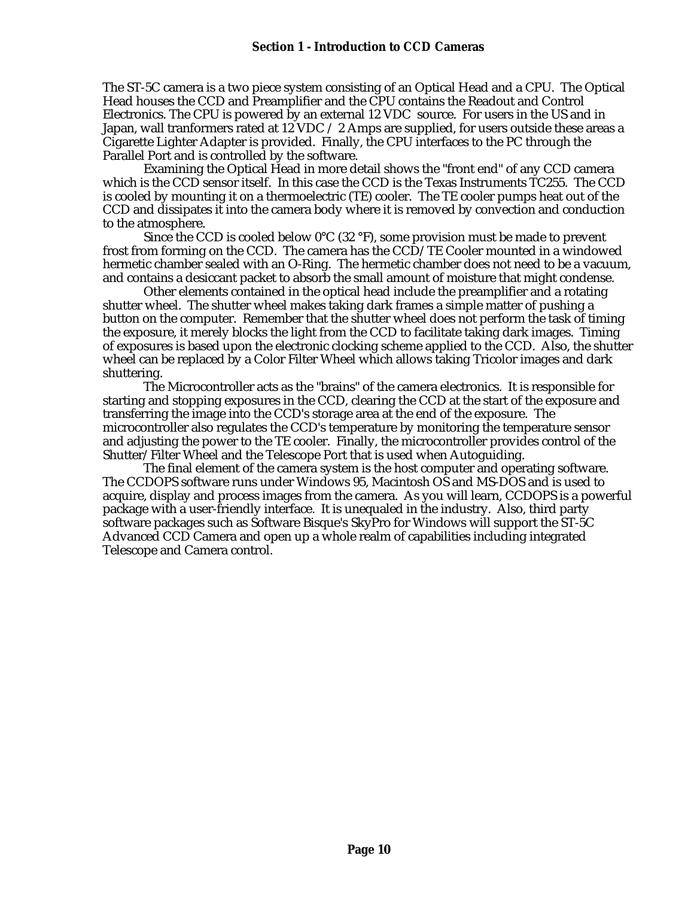The ST-5C camera is a two piece system consisting of an Optical Head and a CPU. The Optical Head houses the CCD and Preamplifier and the CPU contains the Readout and Control Electronics. The CPU is powered by an external 12 VDC source. For users in the US and in Japan, wall tranformers rated at 12 VDC / 2 Amps are supplied, for users outside these areas a Cigarette Lighter Adapter is provided. Finally, the CPU interfaces to the PC through the Parallel Port and is controlled by the software.

Examining the Optical Head in more detail shows the "front end" of any CCD camera which is the CCD sensor itself. In this case the CCD is the Texas Instruments TC255. The CCD is cooled by mounting it on a thermoelectric (TE) cooler. The TE cooler pumps heat out of the CCD and dissipates it into the camera body where it is removed by convection and conduction to the atmosphere.

Since the CCD is cooled below 0°C (32 °F), some provision must be made to prevent frost from forming on the CCD. The camera has the CCD/TE Cooler mounted in a windowed hermetic chamber sealed with an O-Ring. The hermetic chamber does not need to be a vacuum, and contains a desiccant packet to absorb the small amount of moisture that might condense.

Other elements contained in the optical head include the preamplifier and a rotating shutter wheel. The shutter wheel makes taking dark frames a simple matter of pushing a button on the computer. Remember that the shutter wheel does not perform the task of timing the exposure, it merely blocks the light from the CCD to facilitate taking dark images. Timing of exposures is based upon the electronic clocking scheme applied to the CCD. Also, the shutter wheel can be replaced by a Color Filter Wheel which allows taking Tricolor images and dark shuttering.

The Microcontroller acts as the "brains" of the camera electronics. It is responsible for starting and stopping exposures in the CCD, clearing the CCD at the start of the exposure and transferring the image into the CCD's storage area at the end of the exposure. The microcontroller also regulates the CCD's temperature by monitoring the temperature sensor and adjusting the power to the TE cooler. Finally, the microcontroller provides control of the Shutter/Filter Wheel and the Telescope Port that is used when Autoguiding.

The final element of the camera system is the host computer and operating software. The CCDOPS software runs under Windows 95, Macintosh OS and MS-DOS and is used to acquire, display and process images from the camera. As you will learn, CCDOPS is a powerful package with a user-friendly interface. It is unequaled in the industry. Also, third party software packages such as Software Bisque's SkyPro for Windows will support the ST-5C Advanced CCD Camera and open up a whole realm of capabilities including integrated Telescope and Camera control.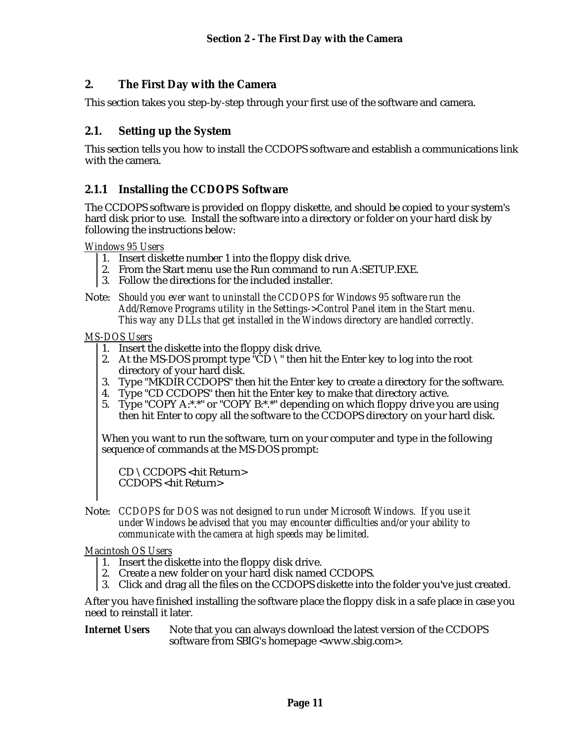## 2. The First Day with the Camera

This section takes you step-by-step through your first use of the software and camera.

### 2.1. Setting up the System

This section tells you how to install the CCDOPS software and establish a communications link with the camera.

#### 2.1.1 Installing the CCDOPS Software

The CCDOPS software is provided on floppy diskette, and should be copied to your system's hard disk prior to use. Install the software into a directory or folder on your hard disk by following the instructions below:

*Windows 95 Users*

1. Insert diskette number 1 into the floppy disk drive.
2. From the Start menu use the Run command to run A:SETUP.EXE.
3. Follow the directions for the included installer.

Note: *Should you ever want to uninstall the CCDOPS for Windows 95 software run the Add/Remove Programs utility in the Settings->Control Panel item in the Start menu. This way any DLLs that get installed in the Windows directory are handled correctly.*

*MS-DOS Users*

1. Insert the diskette into the floppy disk drive.
2. At the MS-DOS prompt type "CD \ " then hit the Enter key to log into the root directory of your hard disk.
3. Type "MKDIR CCDOPS" then hit the Enter key to create a directory for the software.
4. Type "CD CCDOPS" then hit the Enter key to make that directory active.
5. Type "COPY A:*.*" or "COPY B:*.*" depending on which floppy drive you are using then hit Enter to copy all the software to the CCDOPS directory on your hard disk.

When you want to run the software, turn on your computer and type in the following sequence of commands at the MS-DOS prompt:

```
CD \ CCDOPS <hit Return>
CCDOPS <hit Return>
```

Note: *CCDOPS for DOS was not designed to run under Microsoft Windows. If you use it under Windows be advised that you may encounter difficulties and/or your ability to communicate with the camera at high speeds may be limited.*

*Macintosh OS Users*

1. Insert the diskette into the floppy disk drive.
2. Create a new folder on your hard disk named CCDOPS.
3. Click and drag all the files on the CCDOPS diskette into the folder you've just created.

After you have finished installing the software place the floppy disk in a safe place in case you need to reinstall it later.

**Internet Users** Note that you can always download the latest version of the CCDOPS software from SBIG's homepage <www.sbig.com>.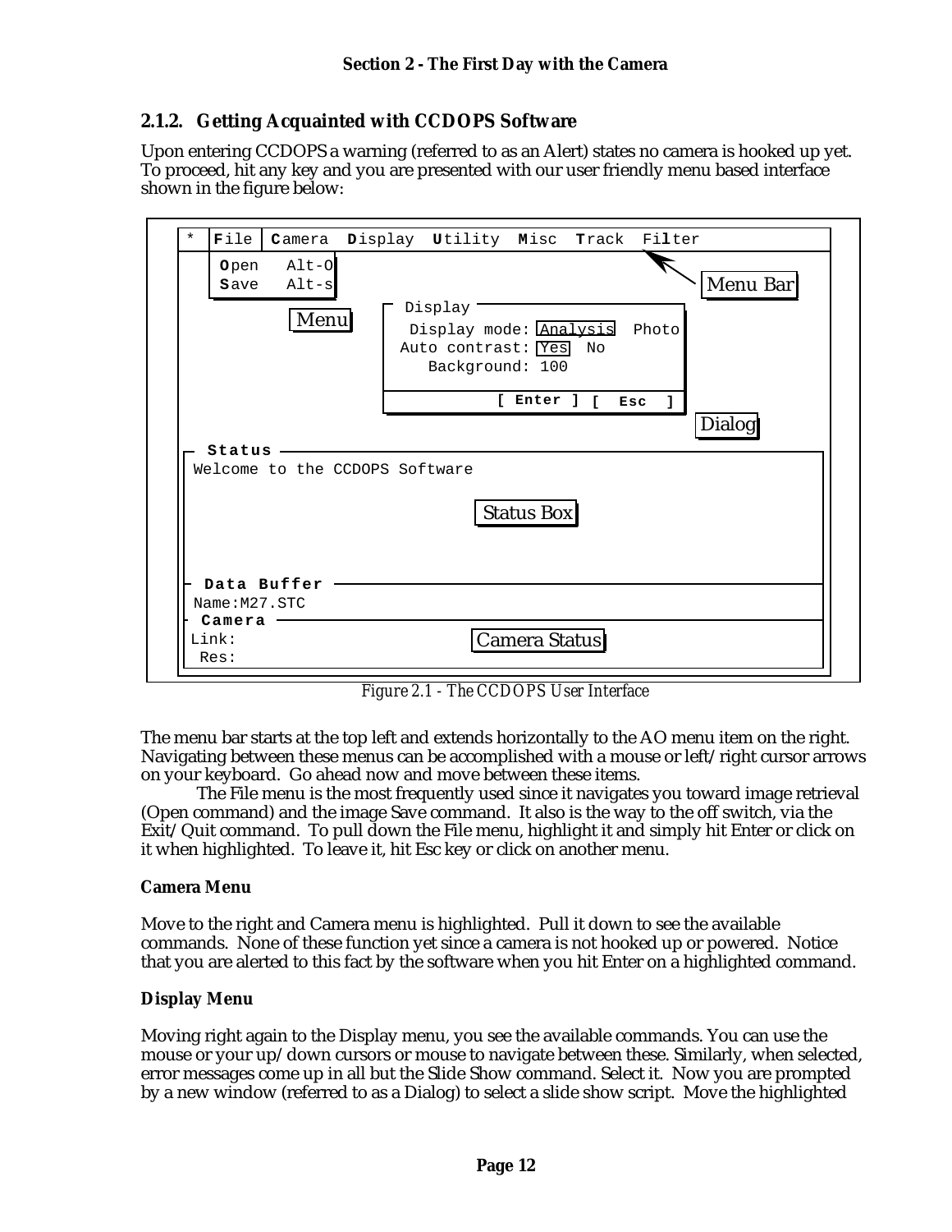## 2.1.2. Getting Acquainted with CCDOPS Software

Upon entering CCDOPS a warning (referred to as an Alert) states no camera is hooked up yet. To proceed, hit any key and you are presented with our user friendly menu based interface shown in the figure below:

```
 *  | File | Camera  Display  Utility  Misc  Track  Filter
    | Open   Alt-O |                                           Menu Bar
    | Save   Alt-s |
                        Display
         Menu           Display mode: [Analysis]  Photo
                       Auto contrast: [Yes]  No
                          Background: 100

                                   [ Enter ] [  Esc  ]
                                                          Dialog
 Status
 Welcome to the CCDOPS Software

                                Status Box

 Data Buffer
 Name:M27.STC
 Camera
 Link:                          Camera Status
 Res:
```

*Figure 2.1 - The CCDOPS User Interface*

The menu bar starts at the top left and extends horizontally to the AO menu item on the right. Navigating between these menus can be accomplished with a mouse or left/right cursor arrows on your keyboard. Go ahead now and move between these items.

The File menu is the most frequently used since it navigates you toward image retrieval (Open command) and the image Save command. It also is the way to the off switch, via the Exit/Quit command. To pull down the File menu, highlight it and simply hit Enter or click on it when highlighted. To leave it, hit Esc key or click on another menu.

**Camera Menu**

Move to the right and Camera menu is highlighted. Pull it down to see the available commands. None of these function yet since a camera is not hooked up or powered. Notice that you are alerted to this fact by the software when you hit Enter on a highlighted command.

**Display Menu**

Moving right again to the Display menu, you see the available commands. You can use the mouse or your up/down cursors or mouse to navigate between these. Similarly, when selected, error messages come up in all but the Slide Show command. Select it. Now you are prompted by a new window (referred to as a Dialog) to select a slide show script. Move the highlighted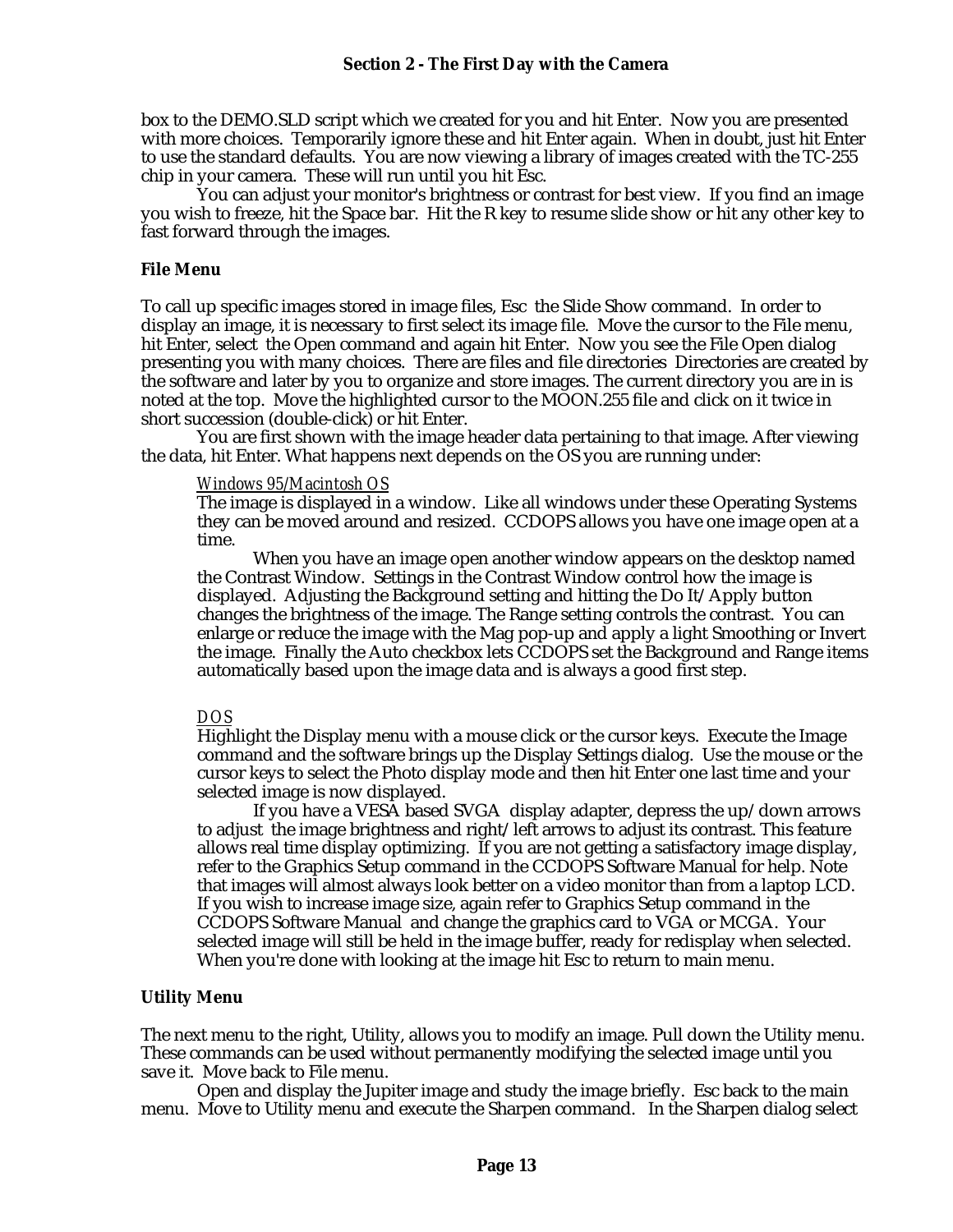box to the DEMO.SLD script which we created for you and hit Enter. Now you are presented with more choices. Temporarily ignore these and hit Enter again. When in doubt, just hit Enter to use the standard defaults. You are now viewing a library of images created with the TC-255 chip in your camera. These will run until you hit Esc.

You can adjust your monitor's brightness or contrast for best view. If you find an image you wish to freeze, hit the Space bar. Hit the R key to resume slide show or hit any other key to fast forward through the images.

### File Menu

To call up specific images stored in image files, Esc the Slide Show command. In order to display an image, it is necessary to first select its image file. Move the cursor to the File menu, hit Enter, select the Open command and again hit Enter. Now you see the File Open dialog presenting you with many choices. There are files and file directories Directories are created by the software and later by you to organize and store images. The current directory you are in is noted at the top. Move the highlighted cursor to the MOON.255 file and click on it twice in short succession (double-click) or hit Enter.

You are first shown with the image header data pertaining to that image. After viewing the data, hit Enter. What happens next depends on the OS you are running under:

*Windows 95/Macintosh OS*

The image is displayed in a window. Like all windows under these Operating Systems they can be moved around and resized. CCDOPS allows you have one image open at a time.

When you have an image open another window appears on the desktop named the Contrast Window. Settings in the Contrast Window control how the image is displayed. Adjusting the Background setting and hitting the Do It/Apply button changes the brightness of the image. The Range setting controls the contrast. You can enlarge or reduce the image with the Mag pop-up and apply a light Smoothing or Invert the image. Finally the Auto checkbox lets CCDOPS set the Background and Range items automatically based upon the image data and is always a good first step.

*DOS*

Highlight the Display menu with a mouse click or the cursor keys. Execute the Image command and the software brings up the Display Settings dialog. Use the mouse or the cursor keys to select the Photo display mode and then hit Enter one last time and your selected image is now displayed.

If you have a VESA based SVGA display adapter, depress the up/down arrows to adjust the image brightness and right/left arrows to adjust its contrast. This feature allows real time display optimizing. If you are not getting a satisfactory image display, refer to the Graphics Setup command in the CCDOPS Software Manual for help. Note that images will almost always look better on a video monitor than from a laptop LCD. If you wish to increase image size, again refer to Graphics Setup command in the CCDOPS Software Manual and change the graphics card to VGA or MCGA. Your selected image will still be held in the image buffer, ready for redisplay when selected. When you're done with looking at the image hit Esc to return to main menu.

### Utility Menu

The next menu to the right, Utility, allows you to modify an image. Pull down the Utility menu. These commands can be used without permanently modifying the selected image until you save it. Move back to File menu.

Open and display the Jupiter image and study the image briefly. Esc back to the main menu. Move to Utility menu and execute the Sharpen command. In the Sharpen dialog select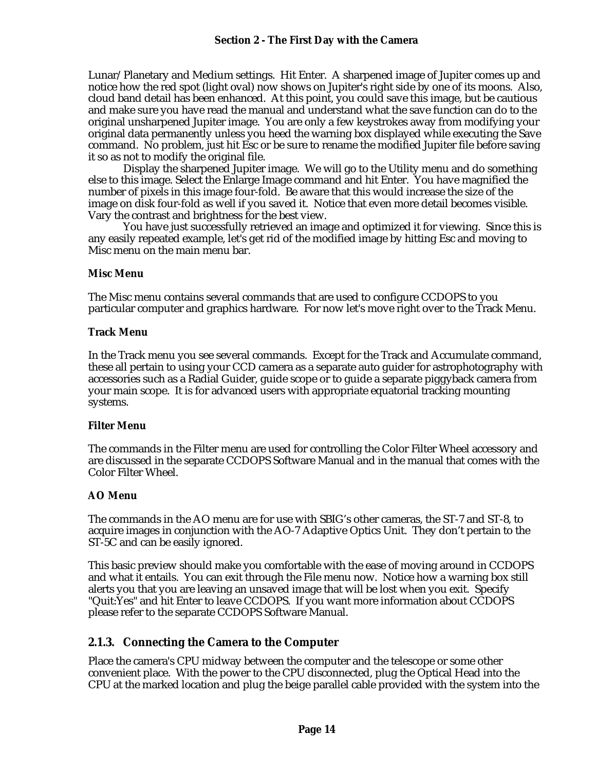Lunar/Planetary and Medium settings. Hit Enter. A sharpened image of Jupiter comes up and notice how the red spot (light oval) now shows on Jupiter's right side by one of its moons. Also, cloud band detail has been enhanced. At this point, you could save this image, but be cautious and make sure you have read the manual and understand what the save function can do to the original unsharpened Jupiter image. You are only a few keystrokes away from modifying your original data permanently unless you heed the warning box displayed while executing the Save command. No problem, just hit Esc or be sure to rename the modified Jupiter file before saving it so as not to modify the original file.

Display the sharpened Jupiter image. We will go to the Utility menu and do something else to this image. Select the Enlarge Image command and hit Enter. You have magnified the number of pixels in this image four-fold. Be aware that this would increase the size of the image on disk four-fold as well if you saved it. Notice that even more detail becomes visible. Vary the contrast and brightness for the best view.

You have just successfully retrieved an image and optimized it for viewing. Since this is any easily repeated example, let's get rid of the modified image by hitting Esc and moving to Misc menu on the main menu bar.

**Misc Menu**

The Misc menu contains several commands that are used to configure CCDOPS to you particular computer and graphics hardware. For now let's move right over to the Track Menu.

**Track Menu**

In the Track menu you see several commands. Except for the Track and Accumulate command, these all pertain to using your CCD camera as a separate auto guider for astrophotography with accessories such as a Radial Guider, guide scope or to guide a separate piggyback camera from your main scope. It is for advanced users with appropriate equatorial tracking mounting systems.

**Filter Menu**

The commands in the Filter menu are used for controlling the Color Filter Wheel accessory and are discussed in the separate CCDOPS Software Manual and in the manual that comes with the Color Filter Wheel.

**AO Menu**

The commands in the AO menu are for use with SBIG's other cameras, the ST-7 and ST-8, to acquire images in conjunction with the AO-7 Adaptive Optics Unit. They don't pertain to the ST-5C and can be easily ignored.

This basic preview should make you comfortable with the ease of moving around in CCDOPS and what it entails. You can exit through the File menu now. Notice how a warning box still alerts you that you are leaving an unsaved image that will be lost when you exit. Specify "Quit:Yes" and hit Enter to leave CCDOPS. If you want more information about CCDOPS please refer to the separate CCDOPS Software Manual.

### 2.1.3. Connecting the Camera to the Computer

Place the camera's CPU midway between the computer and the telescope or some other convenient place. With the power to the CPU disconnected, plug the Optical Head into the CPU at the marked location and plug the beige parallel cable provided with the system into the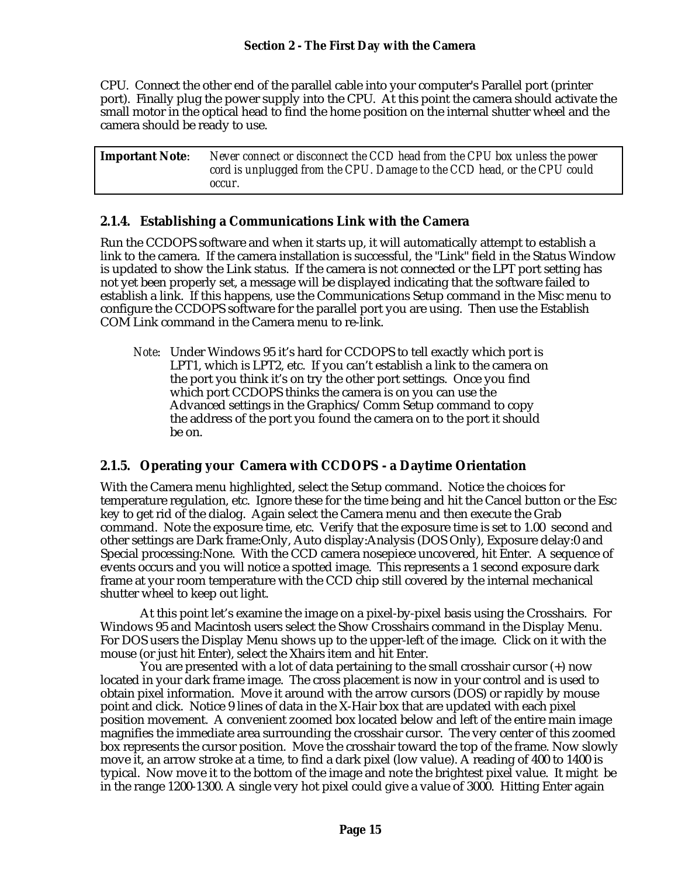CPU. Connect the other end of the parallel cable into your computer's Parallel port (printer port). Finally plug the power supply into the CPU. At this point the camera should activate the small motor in the optical head to find the home position on the internal shutter wheel and the camera should be ready to use.

| **Important Note**: | *Never connect or disconnect the CCD head from the CPU box unless the power cord is unplugged from the CPU. Damage to the CCD head, or the CPU could occur.* |
|---|---|

### 2.1.4. Establishing a Communications Link with the Camera

Run the CCDOPS software and when it starts up, it will automatically attempt to establish a link to the camera. If the camera installation is successful, the "Link" field in the Status Window is updated to show the Link status. If the camera is not connected or the LPT port setting has not yet been properly set, a message will be displayed indicating that the software failed to establish a link. If this happens, use the Communications Setup command in the Misc menu to configure the CCDOPS software for the parallel port you are using. Then use the Establish COM Link command in the Camera menu to re-link.

> *Note*: Under Windows 95 it's hard for CCDOPS to tell exactly which port is LPT1, which is LPT2, etc. If you can't establish a link to the camera on the port you think it's on try the other port settings. Once you find which port CCDOPS thinks the camera is on you can use the Advanced settings in the Graphics/Comm Setup command to copy the address of the port you found the camera on to the port it should be on.

### 2.1.5. Operating your Camera with CCDOPS - a Daytime Orientation

With the Camera menu highlighted, select the Setup command. Notice the choices for temperature regulation, etc. Ignore these for the time being and hit the Cancel button or the Esc key to get rid of the dialog. Again select the Camera menu and then execute the Grab command. Note the exposure time, etc. Verify that the exposure time is set to 1.00 second and other settings are Dark frame:Only, Auto display:Analysis (DOS Only), Exposure delay:0 and Special processing:None. With the CCD camera nosepiece uncovered, hit Enter. A sequence of events occurs and you will notice a spotted image. This represents a 1 second exposure dark frame at your room temperature with the CCD chip still covered by the internal mechanical shutter wheel to keep out light.

At this point let's examine the image on a pixel-by-pixel basis using the Crosshairs. For Windows 95 and Macintosh users select the Show Crosshairs command in the Display Menu. For DOS users the Display Menu shows up to the upper-left of the image. Click on it with the mouse (or just hit Enter), select the Xhairs item and hit Enter.

You are presented with a lot of data pertaining to the small crosshair cursor (+) now located in your dark frame image. The cross placement is now in your control and is used to obtain pixel information. Move it around with the arrow cursors (DOS) or rapidly by mouse point and click. Notice 9 lines of data in the X-Hair box that are updated with each pixel position movement. A convenient zoomed box located below and left of the entire main image magnifies the immediate area surrounding the crosshair cursor. The very center of this zoomed box represents the cursor position. Move the crosshair toward the top of the frame. Now slowly move it, an arrow stroke at a time, to find a dark pixel (low value). A reading of 400 to 1400 is typical. Now move it to the bottom of the image and note the brightest pixel value. It might be in the range 1200-1300. A single very hot pixel could give a value of 3000. Hitting Enter again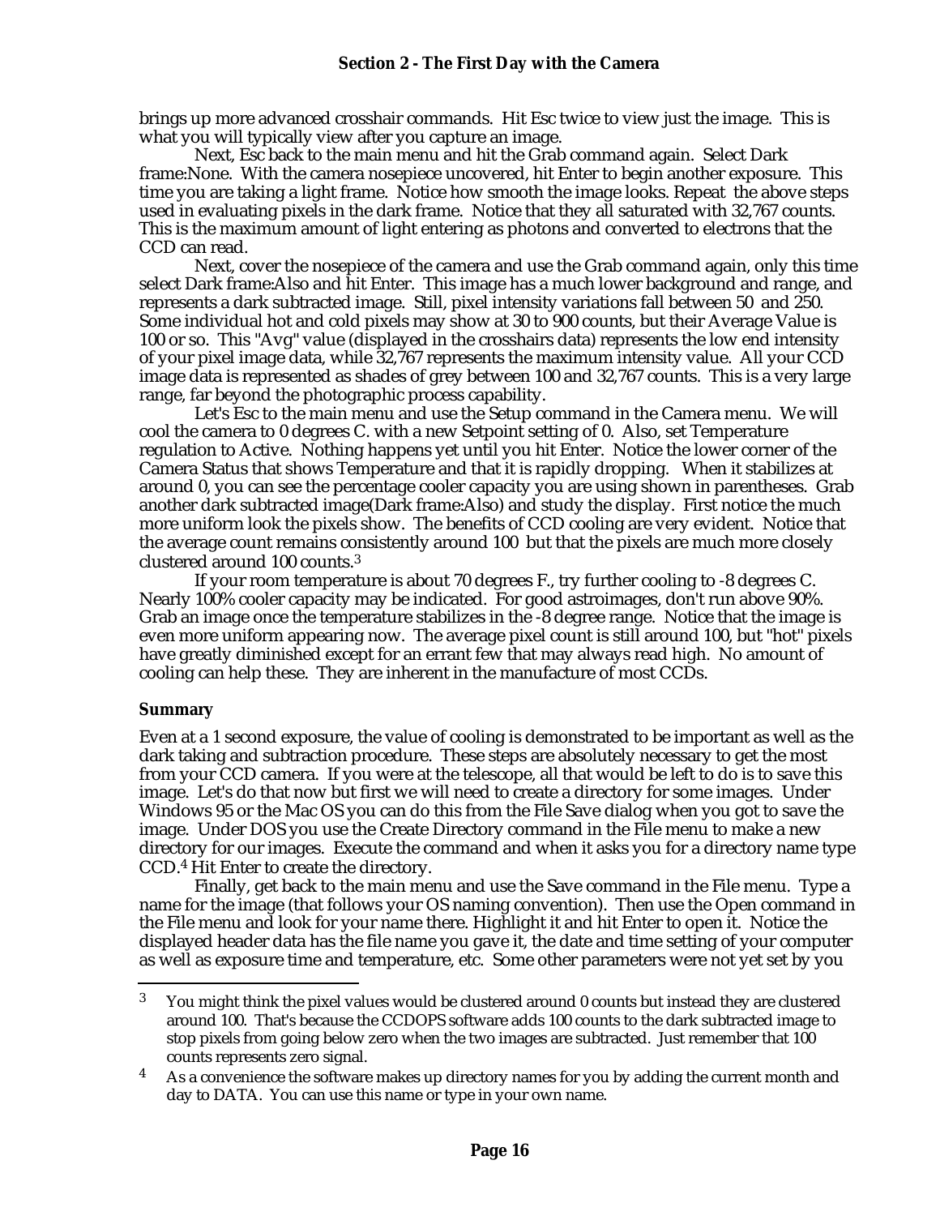brings up more advanced crosshair commands. Hit Esc twice to view just the image. This is what you will typically view after you capture an image.

Next, Esc back to the main menu and hit the Grab command again. Select Dark frame:None. With the camera nosepiece uncovered, hit Enter to begin another exposure. This time you are taking a light frame. Notice how smooth the image looks. Repeat the above steps used in evaluating pixels in the dark frame. Notice that they all saturated with 32,767 counts. This is the maximum amount of light entering as photons and converted to electrons that the CCD can read.

Next, cover the nosepiece of the camera and use the Grab command again, only this time select Dark frame:Also and hit Enter. This image has a much lower background and range, and represents a dark subtracted image. Still, pixel intensity variations fall between 50 and 250. Some individual hot and cold pixels may show at 30 to 900 counts, but their Average Value is 100 or so. This "Avg" value (displayed in the crosshairs data) represents the low end intensity of your pixel image data, while 32,767 represents the maximum intensity value. All your CCD image data is represented as shades of grey between 100 and 32,767 counts. This is a very large range, far beyond the photographic process capability.

Let's Esc to the main menu and use the Setup command in the Camera menu. We will cool the camera to 0 degrees C. with a new Setpoint setting of 0. Also, set Temperature regulation to Active. Nothing happens yet until you hit Enter. Notice the lower corner of the Camera Status that shows Temperature and that it is rapidly dropping. When it stabilizes at around 0, you can see the percentage cooler capacity you are using shown in parentheses. Grab another dark subtracted image(Dark frame:Also) and study the display. First notice the much more uniform look the pixels show. The benefits of CCD cooling are very evident. Notice that the average count remains consistently around 100 but that the pixels are much more closely clustered around 100 counts.[3]

If your room temperature is about 70 degrees F., try further cooling to -8 degrees C. Nearly 100% cooler capacity may be indicated. For good astroimages, don't run above 90%. Grab an image once the temperature stabilizes in the -8 degree range. Notice that the image is even more uniform appearing now. The average pixel count is still around 100, but "hot" pixels have greatly diminished except for an errant few that may always read high. No amount of cooling can help these. They are inherent in the manufacture of most CCDs.

**Summary**

Even at a 1 second exposure, the value of cooling is demonstrated to be important as well as the dark taking and subtraction procedure. These steps are absolutely necessary to get the most from your CCD camera. If you were at the telescope, all that would be left to do is to save this image. Let's do that now but first we will need to create a directory for some images. Under Windows 95 or the Mac OS you can do this from the File Save dialog when you got to save the image. Under DOS you use the Create Directory command in the File menu to make a new directory for our images. Execute the command and when it asks you for a directory name type CCD.[4] Hit Enter to create the directory.

Finally, get back to the main menu and use the Save command in the File menu. Type a name for the image (that follows your OS naming convention). Then use the Open command in the File menu and look for your name there. Highlight it and hit Enter to open it. Notice the displayed header data has the file name you gave it, the date and time setting of your computer as well as exposure time and temperature, etc. Some other parameters were not yet set by you

---

[3] You might think the pixel values would be clustered around 0 counts but instead they are clustered around 100. That's because the CCDOPS software adds 100 counts to the dark subtracted image to stop pixels from going below zero when the two images are subtracted. Just remember that 100 counts represents zero signal.

[4] As a convenience the software makes up directory names for you by adding the current month and day to DATA. You can use this name or type in your own name.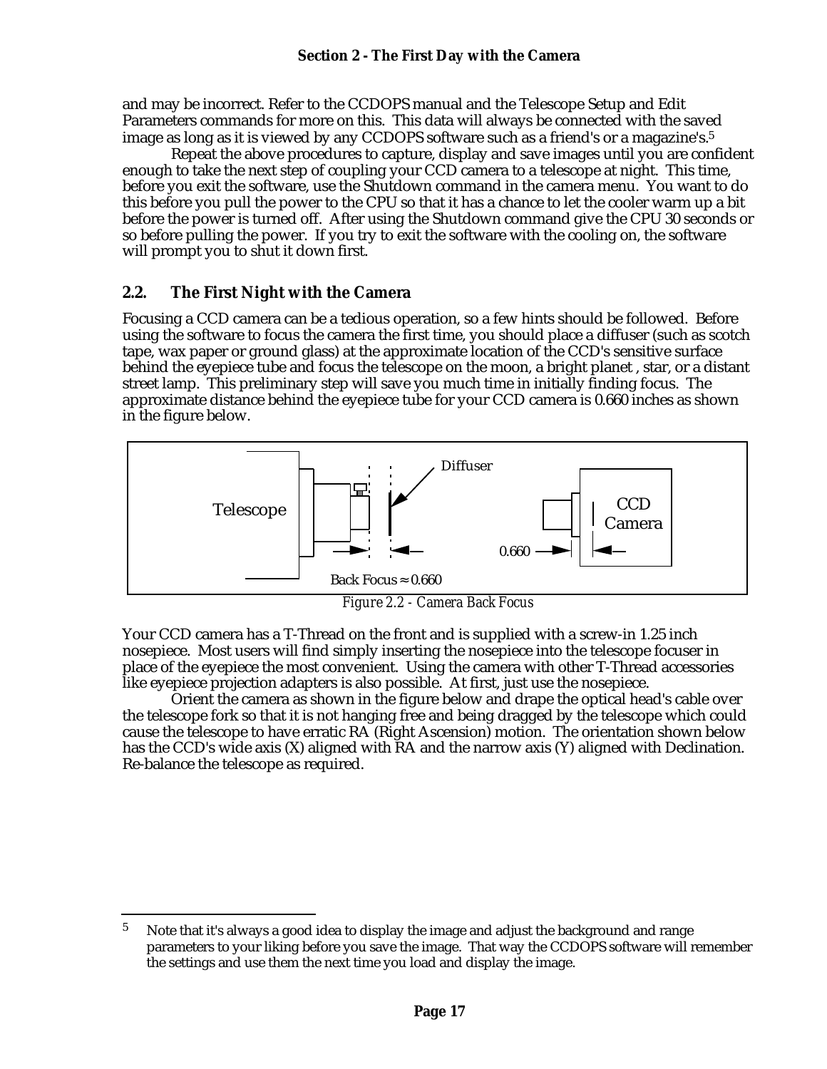and may be incorrect. Refer to the CCDOPS manual and the Telescope Setup and Edit Parameters commands for more on this. This data will always be connected with the saved image as long as it is viewed by any CCDOPS software such as a friend's or a magazine's.[5]

Repeat the above procedures to capture, display and save images until you are confident enough to take the next step of coupling your CCD camera to a telescope at night. This time, before you exit the software, use the Shutdown command in the camera menu. You want to do this before you pull the power to the CPU so that it has a chance to let the cooler warm up a bit before the power is turned off. After using the Shutdown command give the CPU 30 seconds or so before pulling the power. If you try to exit the software with the cooling on, the software will prompt you to shut it down first.

## 2.2. The First Night with the Camera

Focusing a CCD camera can be a tedious operation, so a few hints should be followed. Before using the software to focus the camera the first time, you should place a diffuser (such as scotch tape, wax paper or ground glass) at the approximate location of the CCD's sensitive surface behind the eyepiece tube and focus the telescope on the moon, a bright planet , star, or a distant street lamp. This preliminary step will save you much time in initially finding focus. The approximate distance behind the eyepiece tube for your CCD camera is 0.660 inches as shown in the figure below.

Telescope | Diffuser | CCD Camera | 0.660 | Back Focus ≈ 0.660

*Figure 2.2 - Camera Back Focus*

Your CCD camera has a T-Thread on the front and is supplied with a screw-in 1.25 inch nosepiece. Most users will find simply inserting the nosepiece into the telescope focuser in place of the eyepiece the most convenient. Using the camera with other T-Thread accessories like eyepiece projection adapters is also possible. At first, just use the nosepiece.

Orient the camera as shown in the figure below and drape the optical head's cable over the telescope fork so that it is not hanging free and being dragged by the telescope which could cause the telescope to have erratic RA (Right Ascension) motion. The orientation shown below has the CCD's wide axis (X) aligned with RA and the narrow axis (Y) aligned with Declination. Re-balance the telescope as required.

---

[5] Note that it's always a good idea to display the image and adjust the background and range parameters to your liking before you save the image. That way the CCDOPS software will remember the settings and use them the next time you load and display the image.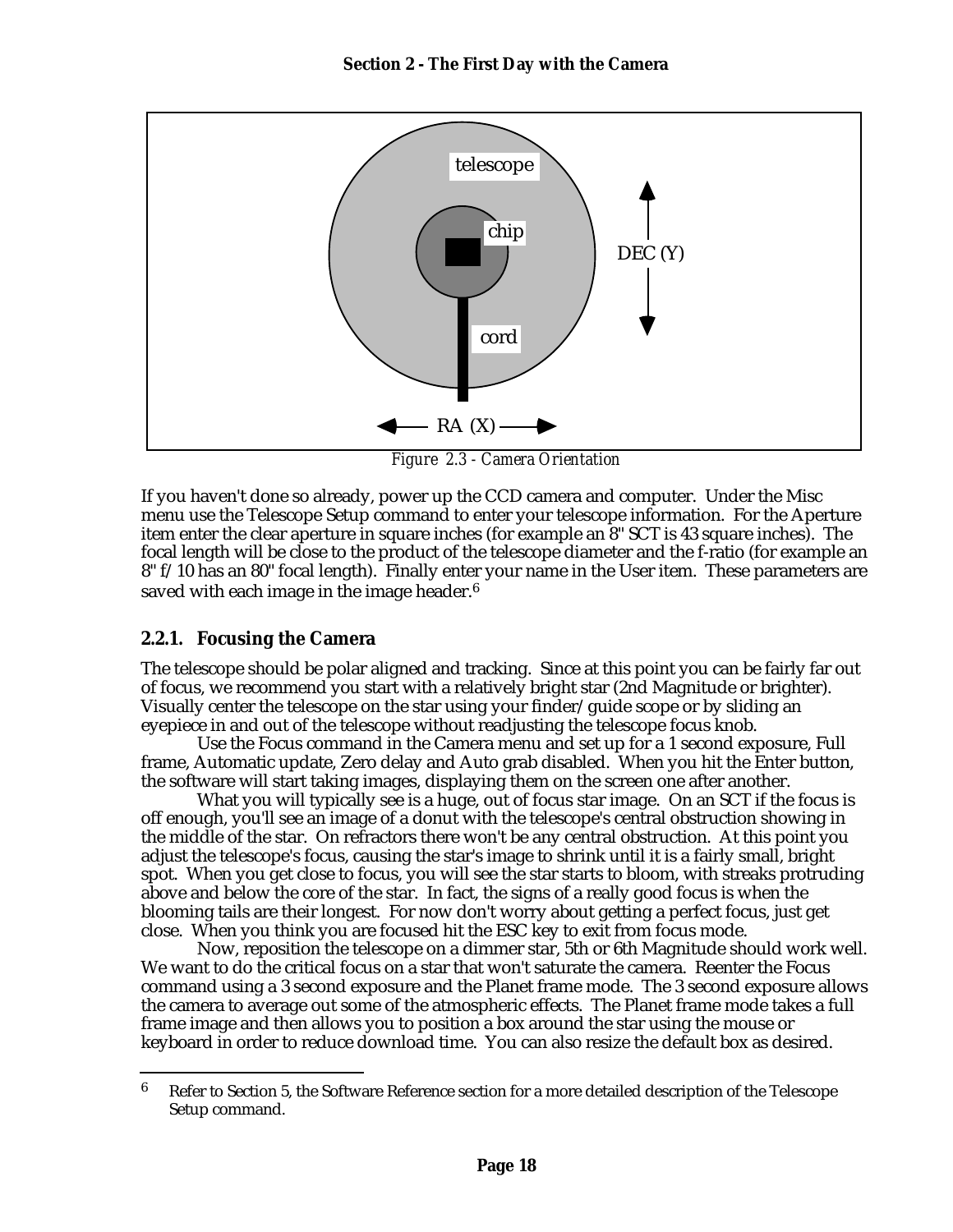telescope

chip

cord

DEC (Y)

RA (X)

*Figure 2.3 - Camera Orientation*

If you haven't done so already, power up the CCD camera and computer. Under the Misc menu use the Telescope Setup command to enter your telescope information. For the Aperture item enter the clear aperture in square inches (for example an 8" SCT is 43 square inches). The focal length will be close to the product of the telescope diameter and the f-ratio (for example an 8" f/10 has an 80" focal length). Finally enter your name in the User item. These parameters are saved with each image in the image header.[6]

### 2.2.1. Focusing the Camera

The telescope should be polar aligned and tracking. Since at this point you can be fairly far out of focus, we recommend you start with a relatively bright star (2nd Magnitude or brighter). Visually center the telescope on the star using your finder/guide scope or by sliding an eyepiece in and out of the telescope without readjusting the telescope focus knob.

Use the Focus command in the Camera menu and set up for a 1 second exposure, Full frame, Automatic update, Zero delay and Auto grab disabled. When you hit the Enter button, the software will start taking images, displaying them on the screen one after another.

What you will typically see is a huge, out of focus star image. On an SCT if the focus is off enough, you'll see an image of a donut with the telescope's central obstruction showing in the middle of the star. On refractors there won't be any central obstruction. At this point you adjust the telescope's focus, causing the star's image to shrink until it is a fairly small, bright spot. When you get close to focus, you will see the star starts to bloom, with streaks protruding above and below the core of the star. In fact, the signs of a really good focus is when the blooming tails are their longest. For now don't worry about getting a perfect focus, just get close. When you think you are focused hit the ESC key to exit from focus mode.

Now, reposition the telescope on a dimmer star, 5th or 6th Magnitude should work well. We want to do the critical focus on a star that won't saturate the camera. Reenter the Focus command using a 3 second exposure and the Planet frame mode. The 3 second exposure allows the camera to average out some of the atmospheric effects. The Planet frame mode takes a full frame image and then allows you to position a box around the star using the mouse or keyboard in order to reduce download time. You can also resize the default box as desired.

---

[6] Refer to Section 5, the Software Reference section for a more detailed description of the Telescope Setup command.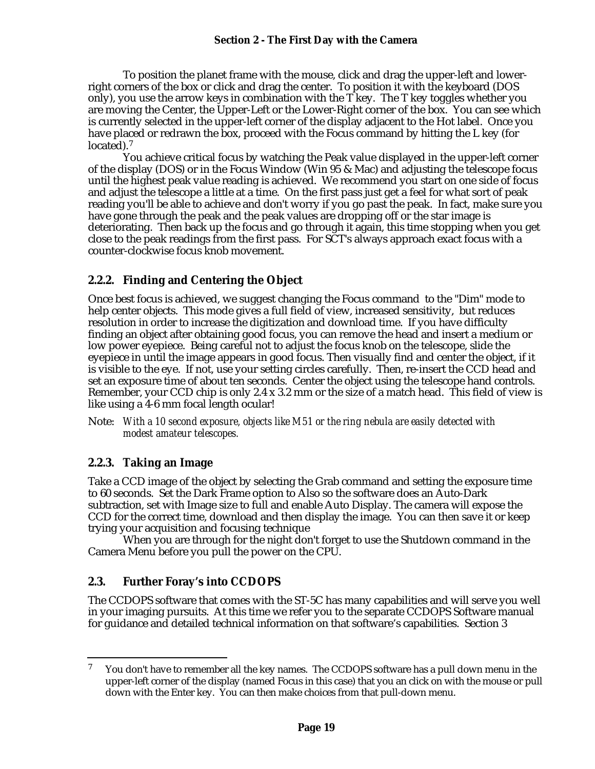To position the planet frame with the mouse, click and drag the upper-left and lower-right corners of the box or click and drag the center. To position it with the keyboard (DOS only), you use the arrow keys in combination with the T key. The T key toggles whether you are moving the Center, the Upper-Left or the Lower-Right corner of the box. You can see which is currently selected in the upper-left corner of the display adjacent to the Hot label. Once you have placed or redrawn the box, proceed with the Focus command by hitting the L key (for located).[7]

You achieve critical focus by watching the Peak value displayed in the upper-left corner of the display (DOS) or in the Focus Window (Win 95 & Mac) and adjusting the telescope focus until the highest peak value reading is achieved. We recommend you start on one side of focus and adjust the telescope a little at a time. On the first pass just get a feel for what sort of peak reading you'll be able to achieve and don't worry if you go past the peak. In fact, make sure you have gone through the peak and the peak values are dropping off or the star image is deteriorating. Then back up the focus and go through it again, this time stopping when you get close to the peak readings from the first pass. For SCT's always approach exact focus with a counter-clockwise focus knob movement.

### 2.2.2. Finding and Centering the Object

Once best focus is achieved, we suggest changing the Focus command to the "Dim" mode to help center objects. This mode gives a full field of view, increased sensitivity, but reduces resolution in order to increase the digitization and download time. If you have difficulty finding an object after obtaining good focus, you can remove the head and insert a medium or low power eyepiece. Being careful not to adjust the focus knob on the telescope, slide the eyepiece in until the image appears in good focus. Then visually find and center the object, if it is visible to the eye. If not, use your setting circles carefully. Then, re-insert the CCD head and set an exposure time of about ten seconds. Center the object using the telescope hand controls. Remember, your CCD chip is only 2.4 x 3.2 mm or the size of a match head. This field of view is like using a 4-6 mm focal length ocular!

Note: *With a 10 second exposure, objects like M51 or the ring nebula are easily detected with modest amateur telescopes.*

### 2.2.3. Taking an Image

Take a CCD image of the object by selecting the Grab command and setting the exposure time to 60 seconds. Set the Dark Frame option to Also so the software does an Auto-Dark subtraction, set with Image size to full and enable Auto Display. The camera will expose the CCD for the correct time, download and then display the image. You can then save it or keep trying your acquisition and focusing technique

When you are through for the night don't forget to use the Shutdown command in the Camera Menu before you pull the power on the CPU.

## 2.3. Further Foray's into CCDOPS

The CCDOPS software that comes with the ST-5C has many capabilities and will serve you well in your imaging pursuits. At this time we refer you to the separate CCDOPS Software manual for guidance and detailed technical information on that software's capabilities. Section 3

---

[7] You don't have to remember all the key names. The CCDOPS software has a pull down menu in the upper-left corner of the display (named Focus in this case) that you an click on with the mouse or pull down with the Enter key. You can then make choices from that pull-down menu.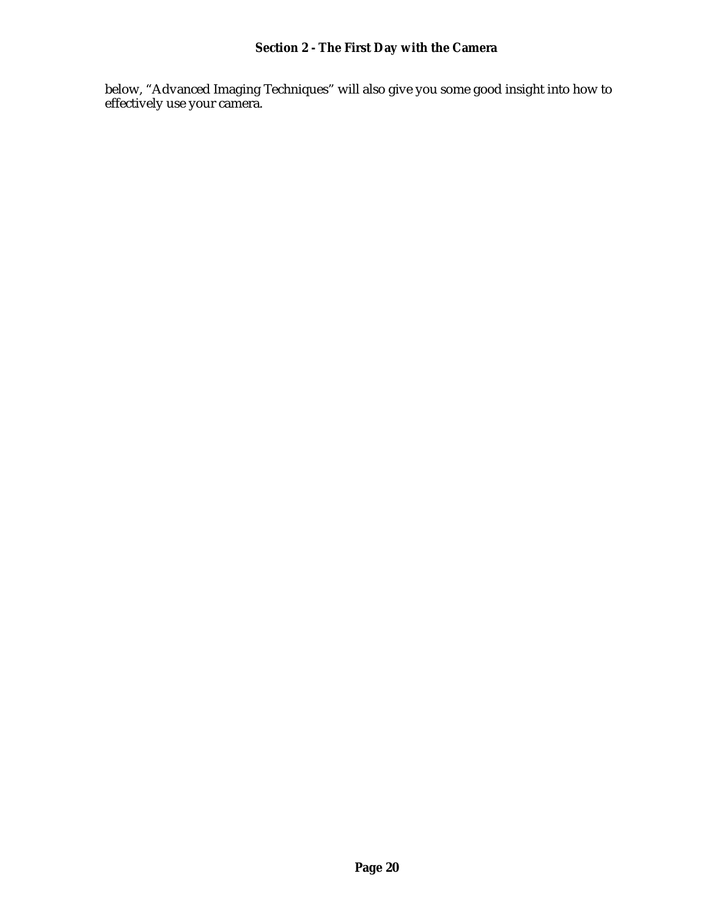below, "Advanced Imaging Techniques" will also give you some good insight into how to effectively use your camera.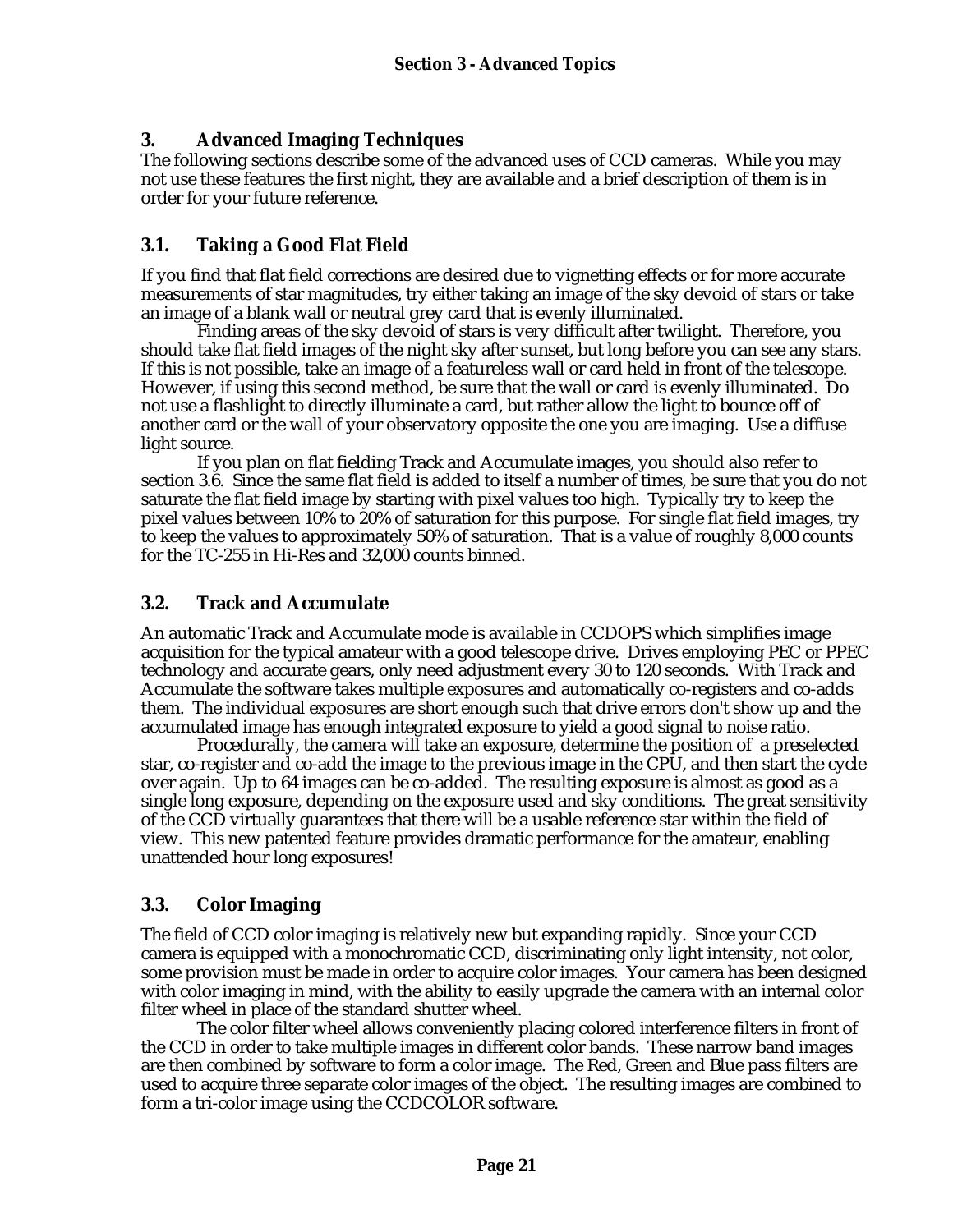# 3. Advanced Imaging Techniques

The following sections describe some of the advanced uses of CCD cameras. While you may not use these features the first night, they are available and a brief description of them is in order for your future reference.

## 3.1. Taking a Good Flat Field

If you find that flat field corrections are desired due to vignetting effects or for more accurate measurements of star magnitudes, try either taking an image of the sky devoid of stars or take an image of a blank wall or neutral grey card that is evenly illuminated.

Finding areas of the sky devoid of stars is very difficult after twilight. Therefore, you should take flat field images of the night sky after sunset, but long before you can see any stars. If this is not possible, take an image of a featureless wall or card held in front of the telescope. However, if using this second method, be sure that the wall or card is evenly illuminated. Do not use a flashlight to directly illuminate a card, but rather allow the light to bounce off of another card or the wall of your observatory opposite the one you are imaging. Use a diffuse light source.

If you plan on flat fielding Track and Accumulate images, you should also refer to section 3.6. Since the same flat field is added to itself a number of times, be sure that you do not saturate the flat field image by starting with pixel values too high. Typically try to keep the pixel values between 10% to 20% of saturation for this purpose. For single flat field images, try to keep the values to approximately 50% of saturation. That is a value of roughly 8,000 counts for the TC-255 in Hi-Res and 32,000 counts binned.

## 3.2. Track and Accumulate

An automatic Track and Accumulate mode is available in CCDOPS which simplifies image acquisition for the typical amateur with a good telescope drive. Drives employing PEC or PPEC technology and accurate gears, only need adjustment every 30 to 120 seconds. With Track and Accumulate the software takes multiple exposures and automatically co-registers and co-adds them. The individual exposures are short enough such that drive errors don't show up and the accumulated image has enough integrated exposure to yield a good signal to noise ratio.

Procedurally, the camera will take an exposure, determine the position of a preselected star, co-register and co-add the image to the previous image in the CPU, and then start the cycle over again. Up to 64 images can be co-added. The resulting exposure is almost as good as a single long exposure, depending on the exposure used and sky conditions. The great sensitivity of the CCD virtually guarantees that there will be a usable reference star within the field of view. This new patented feature provides dramatic performance for the amateur, enabling unattended hour long exposures!

## 3.3. Color Imaging

The field of CCD color imaging is relatively new but expanding rapidly. Since your CCD camera is equipped with a monochromatic CCD, discriminating only light intensity, not color, some provision must be made in order to acquire color images. Your camera has been designed with color imaging in mind, with the ability to easily upgrade the camera with an internal color filter wheel in place of the standard shutter wheel.

The color filter wheel allows conveniently placing colored interference filters in front of the CCD in order to take multiple images in different color bands. These narrow band images are then combined by software to form a color image. The Red, Green and Blue pass filters are used to acquire three separate color images of the object. The resulting images are combined to form a tri-color image using the CCDCOLOR software.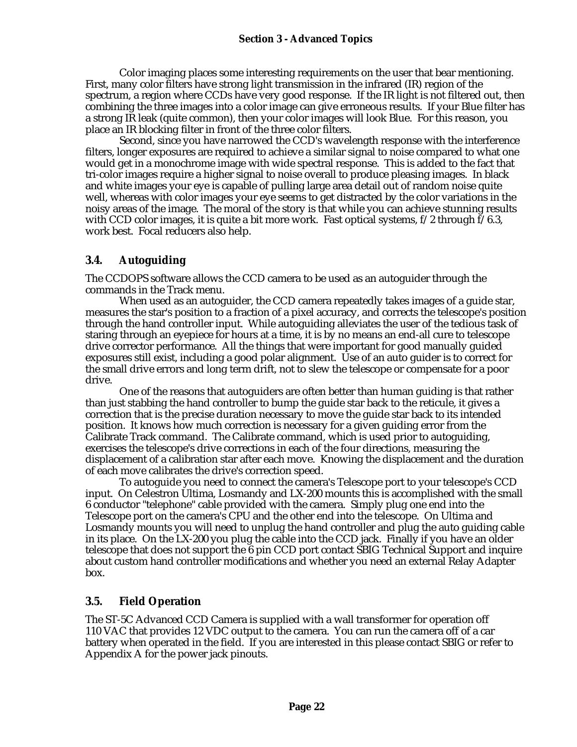Color imaging places some interesting requirements on the user that bear mentioning. First, many color filters have strong light transmission in the infrared (IR) region of the spectrum, a region where CCDs have very good response. If the IR light is not filtered out, then combining the three images into a color image can give erroneous results. If your Blue filter has a strong IR leak (quite common), then your color images will look Blue. For this reason, you place an IR blocking filter in front of the three color filters.

Second, since you have narrowed the CCD's wavelength response with the interference filters, longer exposures are required to achieve a similar signal to noise compared to what one would get in a monochrome image with wide spectral response. This is added to the fact that tri-color images require a higher signal to noise overall to produce pleasing images. In black and white images your eye is capable of pulling large area detail out of random noise quite well, whereas with color images your eye seems to get distracted by the color variations in the noisy areas of the image. The moral of the story is that while you can achieve stunning results with CCD color images, it is quite a bit more work. Fast optical systems, f/2 through f/6.3, work best. Focal reducers also help.

## 3.4. Autoguiding

The CCDOPS software allows the CCD camera to be used as an autoguider through the commands in the Track menu.

When used as an autoguider, the CCD camera repeatedly takes images of a guide star, measures the star's position to a fraction of a pixel accuracy, and corrects the telescope's position through the hand controller input. While autoguiding alleviates the user of the tedious task of staring through an eyepiece for hours at a time, it is by no means an end-all cure to telescope drive corrector performance. All the things that were important for good manually guided exposures still exist, including a good polar alignment. Use of an auto guider is to correct for the small drive errors and long term drift, not to slew the telescope or compensate for a poor drive.

One of the reasons that autoguiders are often better than human guiding is that rather than just stabbing the hand controller to bump the guide star back to the reticule, it gives a correction that is the precise duration necessary to move the guide star back to its intended position. It knows how much correction is necessary for a given guiding error from the Calibrate Track command. The Calibrate command, which is used prior to autoguiding, exercises the telescope's drive corrections in each of the four directions, measuring the displacement of a calibration star after each move. Knowing the displacement and the duration of each move calibrates the drive's correction speed.

To autoguide you need to connect the camera's Telescope port to your telescope's CCD input. On Celestron Ultima, Losmandy and LX-200 mounts this is accomplished with the small 6 conductor "telephone" cable provided with the camera. Simply plug one end into the Telescope port on the camera's CPU and the other end into the telescope. On Ultima and Losmandy mounts you will need to unplug the hand controller and plug the auto guiding cable in its place. On the LX-200 you plug the cable into the CCD jack. Finally if you have an older telescope that does not support the 6 pin CCD port contact SBIG Technical Support and inquire about custom hand controller modifications and whether you need an external Relay Adapter box.

## 3.5. Field Operation

The ST-5C Advanced CCD Camera is supplied with a wall transformer for operation off 110 VAC that provides 12 VDC output to the camera. You can run the camera off of a car battery when operated in the field. If you are interested in this please contact SBIG or refer to Appendix A for the power jack pinouts.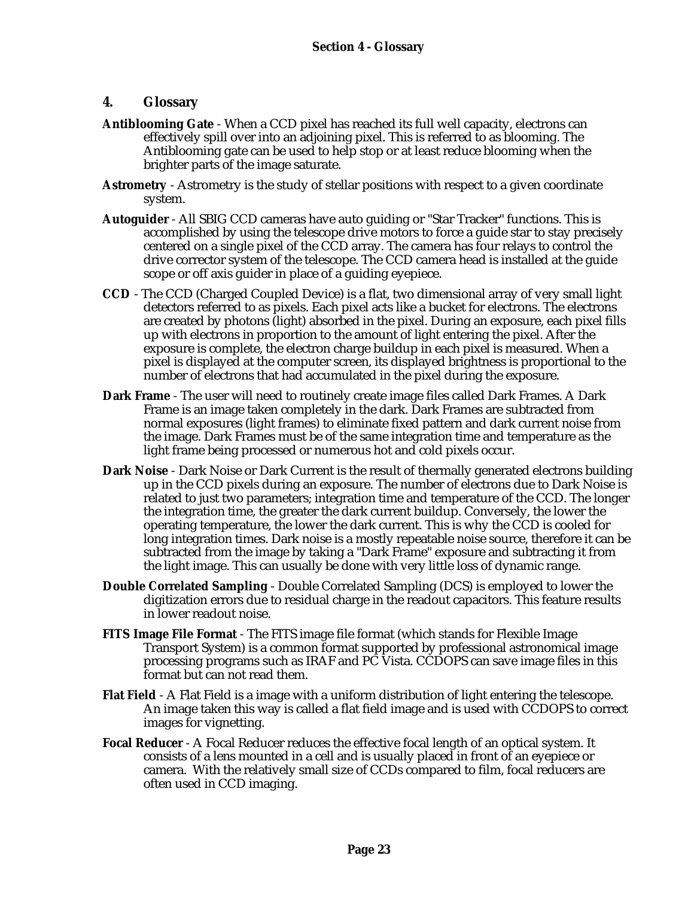# 4. Glossary

**Antiblooming Gate** - When a CCD pixel has reached its full well capacity, electrons can effectively spill over into an adjoining pixel. This is referred to as blooming. The Antiblooming gate can be used to help stop or at least reduce blooming when the brighter parts of the image saturate.

**Astrometry** - Astrometry is the study of stellar positions with respect to a given coordinate system.

**Autoguider** - All SBIG CCD cameras have auto guiding or "Star Tracker" functions. This is accomplished by using the telescope drive motors to force a guide star to stay precisely centered on a single pixel of the CCD array. The camera has four relays to control the drive corrector system of the telescope. The CCD camera head is installed at the guide scope or off axis guider in place of a guiding eyepiece.

**CCD** - The CCD (Charged Coupled Device) is a flat, two dimensional array of very small light detectors referred to as pixels. Each pixel acts like a bucket for electrons. The electrons are created by photons (light) absorbed in the pixel. During an exposure, each pixel fills up with electrons in proportion to the amount of light entering the pixel. After the exposure is complete, the electron charge buildup in each pixel is measured. When a pixel is displayed at the computer screen, its displayed brightness is proportional to the number of electrons that had accumulated in the pixel during the exposure.

**Dark Frame** - The user will need to routinely create image files called Dark Frames. A Dark Frame is an image taken completely in the dark. Dark Frames are subtracted from normal exposures (light frames) to eliminate fixed pattern and dark current noise from the image. Dark Frames must be of the same integration time and temperature as the light frame being processed or numerous hot and cold pixels occur.

**Dark Noise** - Dark Noise or Dark Current is the result of thermally generated electrons building up in the CCD pixels during an exposure. The number of electrons due to Dark Noise is related to just two parameters; integration time and temperature of the CCD. The longer the integration time, the greater the dark current buildup. Conversely, the lower the operating temperature, the lower the dark current. This is why the CCD is cooled for long integration times. Dark noise is a mostly repeatable noise source, therefore it can be subtracted from the image by taking a "Dark Frame" exposure and subtracting it from the light image. This can usually be done with very little loss of dynamic range.

**Double Correlated Sampling** - Double Correlated Sampling (DCS) is employed to lower the digitization errors due to residual charge in the readout capacitors. This feature results in lower readout noise.

**FITS Image File Format** - The FITS image file format (which stands for Flexible Image Transport System) is a common format supported by professional astronomical image processing programs such as IRAF and PC Vista. CCDOPS can save image files in this format but can not read them.

**Flat Field** - A Flat Field is a image with a uniform distribution of light entering the telescope. An image taken this way is called a flat field image and is used with CCDOPS to correct images for vignetting.

**Focal Reducer** - A Focal Reducer reduces the effective focal length of an optical system. It consists of a lens mounted in a cell and is usually placed in front of an eyepiece or camera. With the relatively small size of CCDs compared to film, focal reducers are often used in CCD imaging.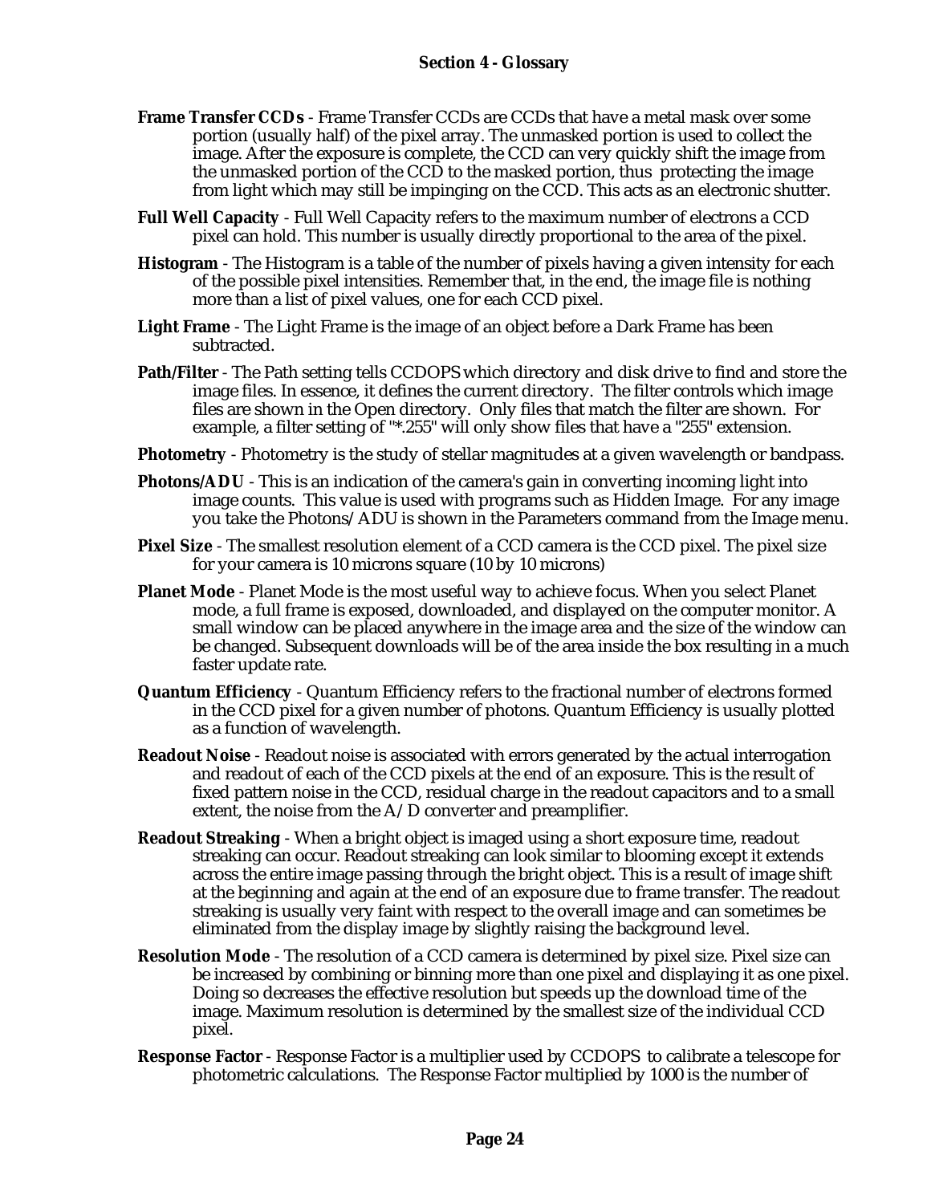## Section 4 - Glossary

**Frame Transfer CCDs** - Frame Transfer CCDs are CCDs that have a metal mask over some portion (usually half) of the pixel array. The unmasked portion is used to collect the image. After the exposure is complete, the CCD can very quickly shift the image from the unmasked portion of the CCD to the masked portion, thus protecting the image from light which may still be impinging on the CCD. This acts as an electronic shutter.

**Full Well Capacity** - Full Well Capacity refers to the maximum number of electrons a CCD pixel can hold. This number is usually directly proportional to the area of the pixel.

**Histogram** - The Histogram is a table of the number of pixels having a given intensity for each of the possible pixel intensities. Remember that, in the end, the image file is nothing more than a list of pixel values, one for each CCD pixel.

**Light Frame** - The Light Frame is the image of an object before a Dark Frame has been subtracted.

**Path/Filter** - The Path setting tells CCDOPS which directory and disk drive to find and store the image files. In essence, it defines the current directory. The filter controls which image files are shown in the Open directory. Only files that match the filter are shown. For example, a filter setting of "*.255" will only show files that have a "255" extension.

**Photometry** - Photometry is the study of stellar magnitudes at a given wavelength or bandpass.

**Photons/ADU** - This is an indication of the camera's gain in converting incoming light into image counts. This value is used with programs such as Hidden Image. For any image you take the Photons/ADU is shown in the Parameters command from the Image menu.

**Pixel Size** - The smallest resolution element of a CCD camera is the CCD pixel. The pixel size for your camera is 10 microns square (10 by 10 microns)

**Planet Mode** - Planet Mode is the most useful way to achieve focus. When you select Planet mode, a full frame is exposed, downloaded, and displayed on the computer monitor. A small window can be placed anywhere in the image area and the size of the window can be changed. Subsequent downloads will be of the area inside the box resulting in a much faster update rate.

**Quantum Efficiency** - Quantum Efficiency refers to the fractional number of electrons formed in the CCD pixel for a given number of photons. Quantum Efficiency is usually plotted as a function of wavelength.

**Readout Noise** - Readout noise is associated with errors generated by the actual interrogation and readout of each of the CCD pixels at the end of an exposure. This is the result of fixed pattern noise in the CCD, residual charge in the readout capacitors and to a small extent, the noise from the A/D converter and preamplifier.

**Readout Streaking** - When a bright object is imaged using a short exposure time, readout streaking can occur. Readout streaking can look similar to blooming except it extends across the entire image passing through the bright object. This is a result of image shift at the beginning and again at the end of an exposure due to frame transfer. The readout streaking is usually very faint with respect to the overall image and can sometimes be eliminated from the display image by slightly raising the background level.

**Resolution Mode** - The resolution of a CCD camera is determined by pixel size. Pixel size can be increased by combining or binning more than one pixel and displaying it as one pixel. Doing so decreases the effective resolution but speeds up the download time of the image. Maximum resolution is determined by the smallest size of the individual CCD pixel.

**Response Factor** - Response Factor is a multiplier used by CCDOPS to calibrate a telescope for photometric calculations. The Response Factor multiplied by 1000 is the number of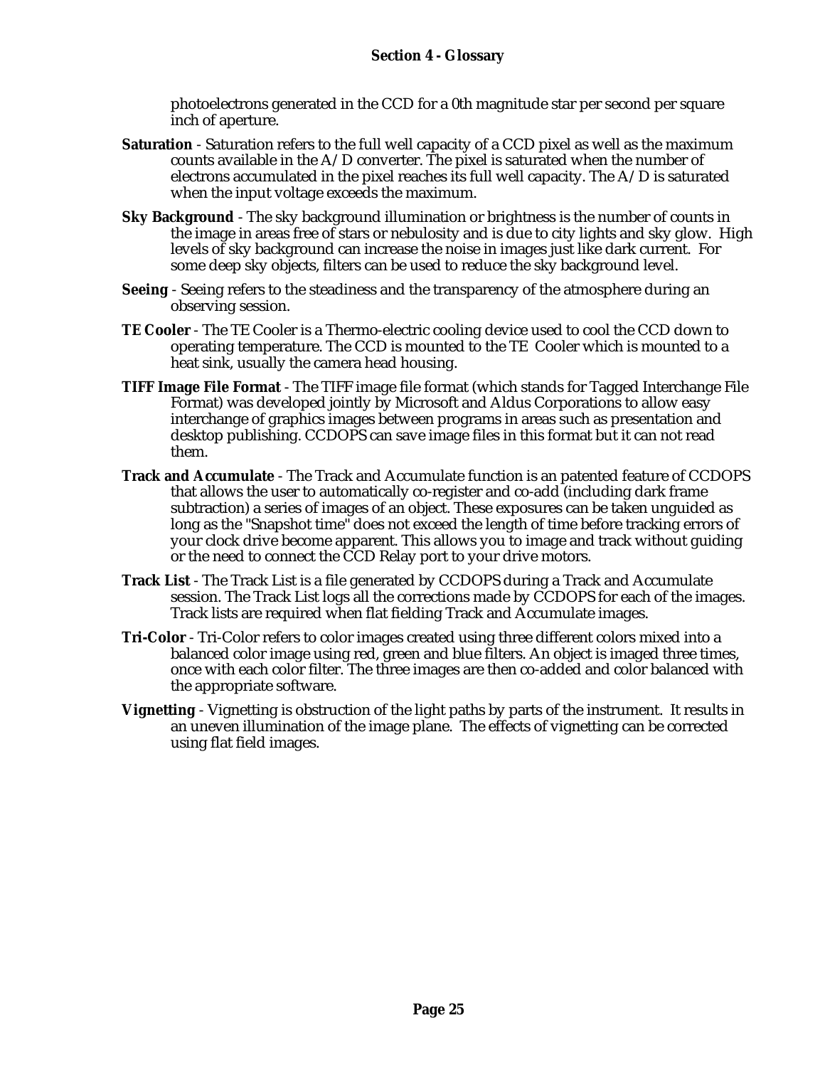photoelectrons generated in the CCD for a 0th magnitude star per second per square inch of aperture.

**Saturation** - Saturation refers to the full well capacity of a CCD pixel as well as the maximum counts available in the A/D converter. The pixel is saturated when the number of electrons accumulated in the pixel reaches its full well capacity. The A/D is saturated when the input voltage exceeds the maximum.

**Sky Background** - The sky background illumination or brightness is the number of counts in the image in areas free of stars or nebulosity and is due to city lights and sky glow. High levels of sky background can increase the noise in images just like dark current. For some deep sky objects, filters can be used to reduce the sky background level.

**Seeing** - Seeing refers to the steadiness and the transparency of the atmosphere during an observing session.

**TE Cooler** - The TE Cooler is a Thermo-electric cooling device used to cool the CCD down to operating temperature. The CCD is mounted to the TE Cooler which is mounted to a heat sink, usually the camera head housing.

**TIFF Image File Format** - The TIFF image file format (which stands for Tagged Interchange File Format) was developed jointly by Microsoft and Aldus Corporations to allow easy interchange of graphics images between programs in areas such as presentation and desktop publishing. CCDOPS can save image files in this format but it can not read them.

**Track and Accumulate** - The Track and Accumulate function is an patented feature of CCDOPS that allows the user to automatically co-register and co-add (including dark frame subtraction) a series of images of an object. These exposures can be taken unguided as long as the "Snapshot time" does not exceed the length of time before tracking errors of your clock drive become apparent. This allows you to image and track without guiding or the need to connect the CCD Relay port to your drive motors.

**Track List** - The Track List is a file generated by CCDOPS during a Track and Accumulate session. The Track List logs all the corrections made by CCDOPS for each of the images. Track lists are required when flat fielding Track and Accumulate images.

**Tri-Color** - Tri-Color refers to color images created using three different colors mixed into a balanced color image using red, green and blue filters. An object is imaged three times, once with each color filter. The three images are then co-added and color balanced with the appropriate software.

**Vignetting** - Vignetting is obstruction of the light paths by parts of the instrument. It results in an uneven illumination of the image plane. The effects of vignetting can be corrected using flat field images.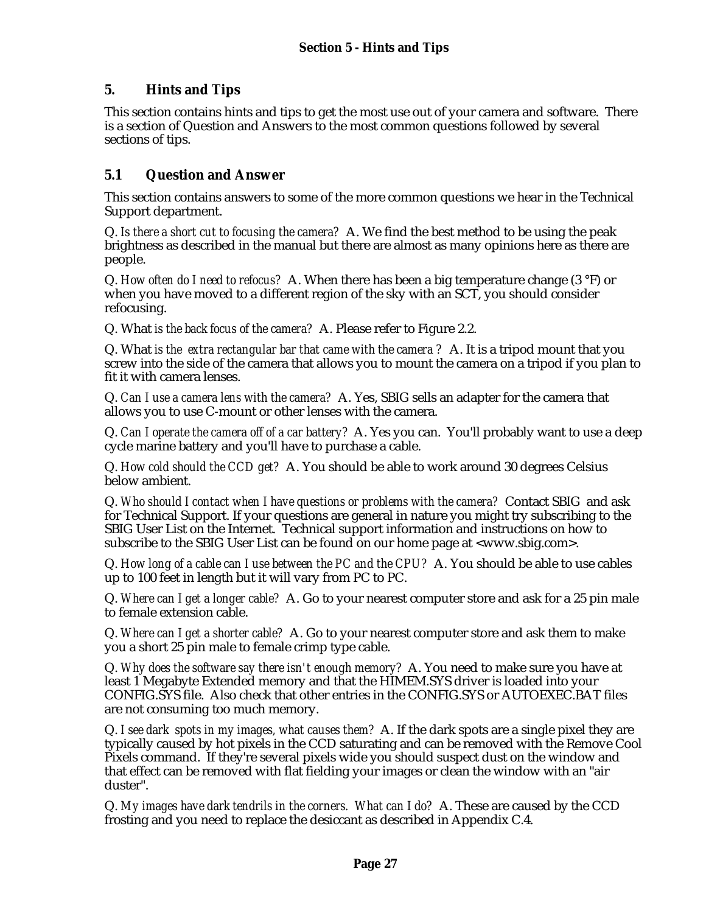## 5. Hints and Tips

This section contains hints and tips to get the most use out of your camera and software. There is a section of Question and Answers to the most common questions followed by several sections of tips.

### 5.1 Question and Answer

This section contains answers to some of the more common questions we hear in the Technical Support department.

Q. *Is there a short cut to focusing the camera?* A. We find the best method to be using the peak brightness as described in the manual but there are almost as many opinions here as there are people.

Q. *How often do I need to refocus?* A. When there has been a big temperature change (3 °F) or when you have moved to a different region of the sky with an SCT, you should consider refocusing.

Q. What *is the back focus of the camera?* A. Please refer to Figure 2.2.

Q. What *is the extra rectangular bar that came with the camera ?* A. It is a tripod mount that you screw into the side of the camera that allows you to mount the camera on a tripod if you plan to fit it with camera lenses.

Q. *Can I use a camera lens with the camera?* A. Yes, SBIG sells an adapter for the camera that allows you to use C-mount or other lenses with the camera.

Q. *Can I operate the camera off of a car battery?* A. Yes you can. You'll probably want to use a deep cycle marine battery and you'll have to purchase a cable.

Q. *How cold should the CCD get?* A. You should be able to work around 30 degrees Celsius below ambient.

Q. *Who should I contact when I have questions or problems with the camera?* Contact SBIG and ask for Technical Support. If your questions are general in nature you might try subscribing to the SBIG User List on the Internet. Technical support information and instructions on how to subscribe to the SBIG User List can be found on our home page at <www.sbig.com>.

Q. *How long of a cable can I use between the PC and the CPU?* A. You should be able to use cables up to 100 feet in length but it will vary from PC to PC.

Q. *Where can I get a longer cable?* A. Go to your nearest computer store and ask for a 25 pin male to female extension cable.

Q. *Where can I get a shorter cable?* A. Go to your nearest computer store and ask them to make you a short 25 pin male to female crimp type cable.

Q. *Why does the software say there isn't enough memory?* A. You need to make sure you have at least 1 Megabyte Extended memory and that the HIMEM.SYS driver is loaded into your CONFIG.SYS file. Also check that other entries in the CONFIG.SYS or AUTOEXEC.BAT files are not consuming too much memory.

Q. *I see dark spots in my images, what causes them?* A. If the dark spots are a single pixel they are typically caused by hot pixels in the CCD saturating and can be removed with the Remove Cool Pixels command. If they're several pixels wide you should suspect dust on the window and that effect can be removed with flat fielding your images or clean the window with an "air duster".

Q. *My images have dark tendrils in the corners. What can I do?* A. These are caused by the CCD frosting and you need to replace the desiccant as described in Appendix C.4.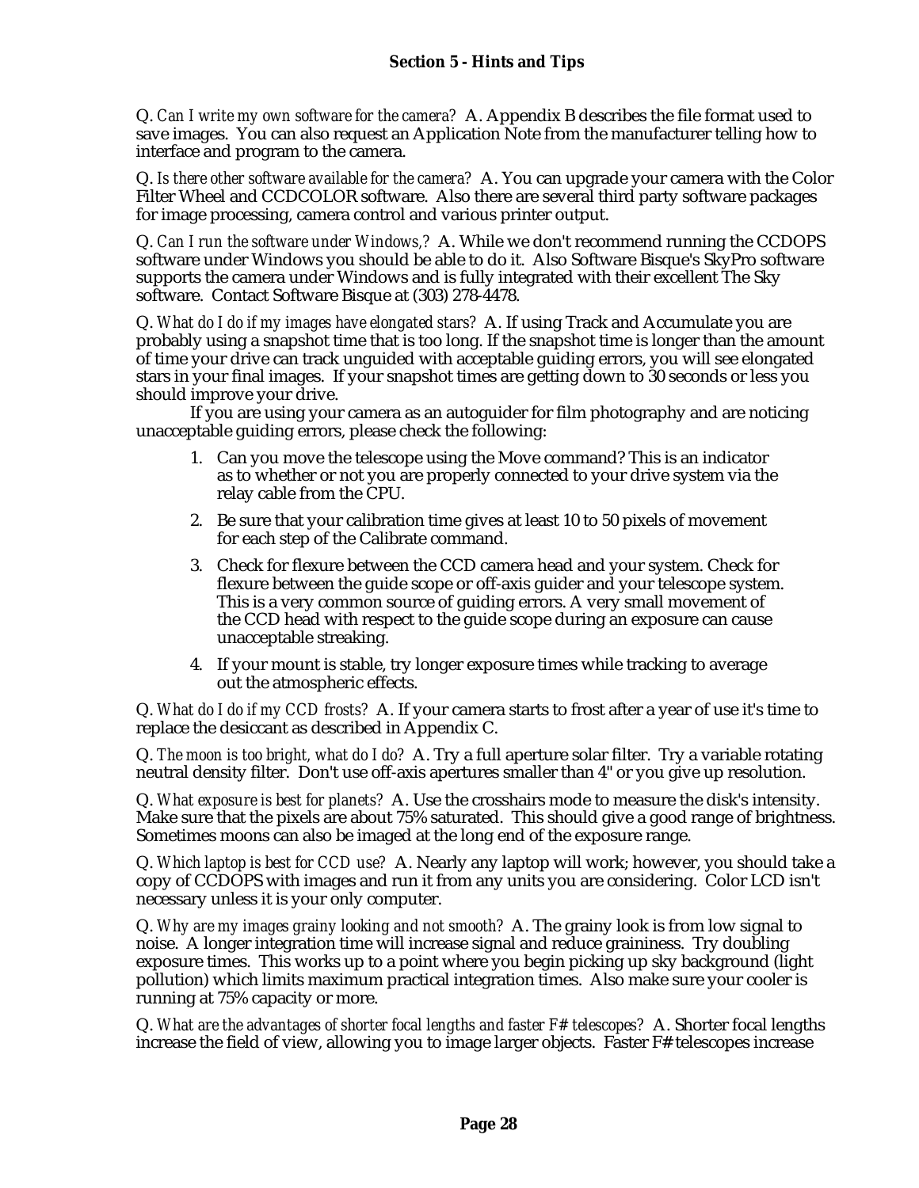## Section 5 - Hints and Tips

Q. *Can I write my own software for the camera?* A. Appendix B describes the file format used to save images. You can also request an Application Note from the manufacturer telling how to interface and program to the camera.

Q. *Is there other software available for the camera?* A. You can upgrade your camera with the Color Filter Wheel and CCDCOLOR software. Also there are several third party software packages for image processing, camera control and various printer output.

Q. *Can I run the software under Windows,?* A. While we don't recommend running the CCDOPS software under Windows you should be able to do it. Also Software Bisque's SkyPro software supports the camera under Windows and is fully integrated with their excellent The Sky software. Contact Software Bisque at (303) 278-4478.

Q. *What do I do if my images have elongated stars?* A. If using Track and Accumulate you are probably using a snapshot time that is too long. If the snapshot time is longer than the amount of time your drive can track unguided with acceptable guiding errors, you will see elongated stars in your final images. If your snapshot times are getting down to 30 seconds or less you should improve your drive.

If you are using your camera as an autoguider for film photography and are noticing unacceptable guiding errors, please check the following:

1. Can you move the telescope using the Move command? This is an indicator as to whether or not you are properly connected to your drive system via the relay cable from the CPU.
2. Be sure that your calibration time gives at least 10 to 50 pixels of movement for each step of the Calibrate command.
3. Check for flexure between the CCD camera head and your system. Check for flexure between the guide scope or off-axis guider and your telescope system. This is a very common source of guiding errors. A very small movement of the CCD head with respect to the guide scope during an exposure can cause unacceptable streaking.
4. If your mount is stable, try longer exposure times while tracking to average out the atmospheric effects.

Q. *What do I do if my CCD frosts?* A. If your camera starts to frost after a year of use it's time to replace the desiccant as described in Appendix C.

Q. *The moon is too bright, what do I do?* A. Try a full aperture solar filter. Try a variable rotating neutral density filter. Don't use off-axis apertures smaller than 4" or you give up resolution.

Q. *What exposure is best for planets?* A. Use the crosshairs mode to measure the disk's intensity. Make sure that the pixels are about 75% saturated. This should give a good range of brightness. Sometimes moons can also be imaged at the long end of the exposure range.

Q. *Which laptop is best for CCD use?* A. Nearly any laptop will work; however, you should take a copy of CCDOPS with images and run it from any units you are considering. Color LCD isn't necessary unless it is your only computer.

Q. *Why are my images grainy looking and not smooth?* A. The grainy look is from low signal to noise. A longer integration time will increase signal and reduce graininess. Try doubling exposure times. This works up to a point where you begin picking up sky background (light pollution) which limits maximum practical integration times. Also make sure your cooler is running at 75% capacity or more.

Q. *What are the advantages of shorter focal lengths and faster F# telescopes?* A. Shorter focal lengths increase the field of view, allowing you to image larger objects. Faster F# telescopes increase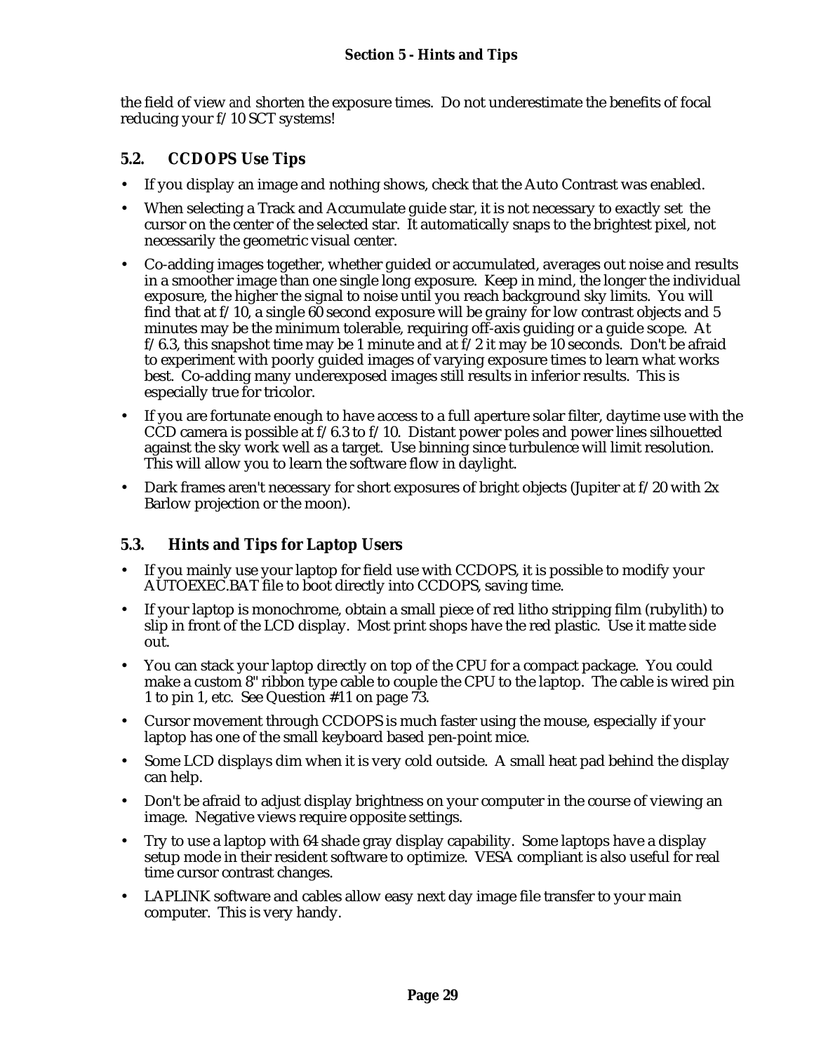the field of view *and* shorten the exposure times. Do not underestimate the benefits of focal reducing your f/10 SCT systems!

## 5.2. CCDOPS Use Tips

- If you display an image and nothing shows, check that the Auto Contrast was enabled.
- When selecting a Track and Accumulate guide star, it is not necessary to exactly set the cursor on the center of the selected star. It automatically snaps to the brightest pixel, not necessarily the geometric visual center.
- Co-adding images together, whether guided or accumulated, averages out noise and results in a smoother image than one single long exposure. Keep in mind, the longer the individual exposure, the higher the signal to noise until you reach background sky limits. You will find that at f/10, a single 60 second exposure will be grainy for low contrast objects and 5 minutes may be the minimum tolerable, requiring off-axis guiding or a guide scope. At f/6.3, this snapshot time may be 1 minute and at f/2 it may be 10 seconds. Don't be afraid to experiment with poorly guided images of varying exposure times to learn what works best. Co-adding many underexposed images still results in inferior results. This is especially true for tricolor.
- If you are fortunate enough to have access to a full aperture solar filter, daytime use with the CCD camera is possible at f/6.3 to f/10. Distant power poles and power lines silhouetted against the sky work well as a target. Use binning since turbulence will limit resolution. This will allow you to learn the software flow in daylight.
- Dark frames aren't necessary for short exposures of bright objects (Jupiter at f/20 with 2x Barlow projection or the moon).

## 5.3. Hints and Tips for Laptop Users

- If you mainly use your laptop for field use with CCDOPS, it is possible to modify your AUTOEXEC.BAT file to boot directly into CCDOPS, saving time.
- If your laptop is monochrome, obtain a small piece of red litho stripping film (rubylith) to slip in front of the LCD display. Most print shops have the red plastic. Use it matte side out.
- You can stack your laptop directly on top of the CPU for a compact package. You could make a custom 8" ribbon type cable to couple the CPU to the laptop. The cable is wired pin 1 to pin 1, etc. See Question #11 on page 73.
- Cursor movement through CCDOPS is much faster using the mouse, especially if your laptop has one of the small keyboard based pen-point mice.
- Some LCD displays dim when it is very cold outside. A small heat pad behind the display can help.
- Don't be afraid to adjust display brightness on your computer in the course of viewing an image. Negative views require opposite settings.
- Try to use a laptop with 64 shade gray display capability. Some laptops have a display setup mode in their resident software to optimize. VESA compliant is also useful for real time cursor contrast changes.
- LAPLINK software and cables allow easy next day image file transfer to your main computer. This is very handy.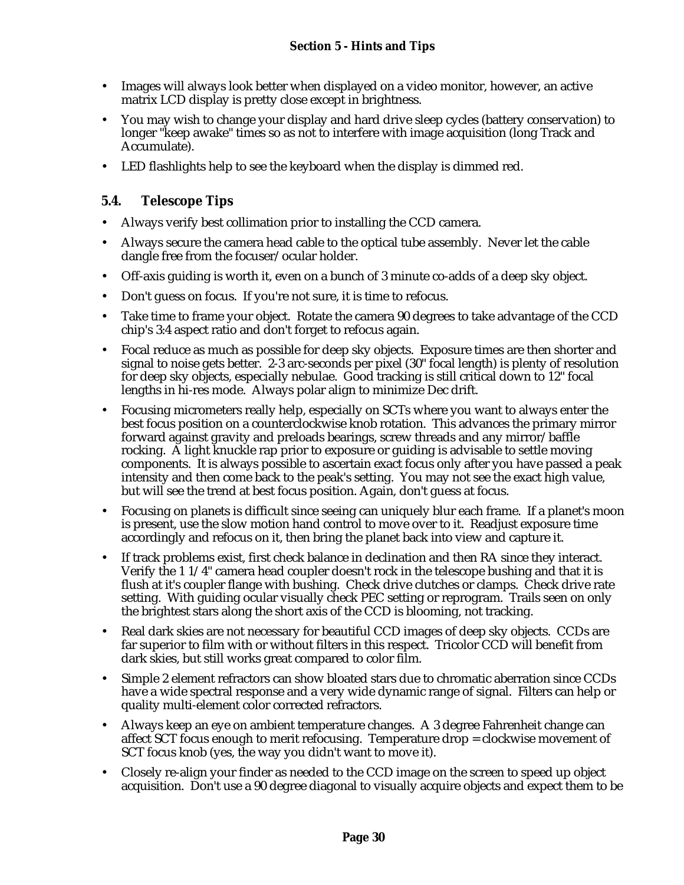- Images will always look better when displayed on a video monitor, however, an active matrix LCD display is pretty close except in brightness.
- You may wish to change your display and hard drive sleep cycles (battery conservation) to longer "keep awake" times so as not to interfere with image acquisition (long Track and Accumulate).
- LED flashlights help to see the keyboard when the display is dimmed red.

## 5.4. Telescope Tips

- Always verify best collimation prior to installing the CCD camera.
- Always secure the camera head cable to the optical tube assembly. Never let the cable dangle free from the focuser/ocular holder.
- Off-axis guiding is worth it, even on a bunch of 3 minute co-adds of a deep sky object.
- Don't guess on focus. If you're not sure, it is time to refocus.
- Take time to frame your object. Rotate the camera 90 degrees to take advantage of the CCD chip's 3:4 aspect ratio and don't forget to refocus again.
- Focal reduce as much as possible for deep sky objects. Exposure times are then shorter and signal to noise gets better. 2-3 arc-seconds per pixel (30" focal length) is plenty of resolution for deep sky objects, especially nebulae. Good tracking is still critical down to 12" focal lengths in hi-res mode. Always polar align to minimize Dec drift.
- Focusing micrometers really help, especially on SCTs where you want to always enter the best focus position on a counterclockwise knob rotation. This advances the primary mirror forward against gravity and preloads bearings, screw threads and any mirror/baffle rocking. A light knuckle rap prior to exposure or guiding is advisable to settle moving components. It is always possible to ascertain exact focus only after you have passed a peak intensity and then come back to the peak's setting. You may not see the exact high value, but will see the trend at best focus position. Again, don't guess at focus.
- Focusing on planets is difficult since seeing can uniquely blur each frame. If a planet's moon is present, use the slow motion hand control to move over to it. Readjust exposure time accordingly and refocus on it, then bring the planet back into view and capture it.
- If track problems exist, first check balance in declination and then RA since they interact. Verify the 1 1/4" camera head coupler doesn't rock in the telescope bushing and that it is flush at it's coupler flange with bushing. Check drive clutches or clamps. Check drive rate setting. With guiding ocular visually check PEC setting or reprogram. Trails seen on only the brightest stars along the short axis of the CCD is blooming, not tracking.
- Real dark skies are not necessary for beautiful CCD images of deep sky objects. CCDs are far superior to film with or without filters in this respect. Tricolor CCD will benefit from dark skies, but still works great compared to color film.
- Simple 2 element refractors can show bloated stars due to chromatic aberration since CCDs have a wide spectral response and a very wide dynamic range of signal. Filters can help or quality multi-element color corrected refractors.
- Always keep an eye on ambient temperature changes. A 3 degree Fahrenheit change can affect SCT focus enough to merit refocusing. Temperature drop = clockwise movement of SCT focus knob (yes, the way you didn't want to move it).
- Closely re-align your finder as needed to the CCD image on the screen to speed up object acquisition. Don't use a 90 degree diagonal to visually acquire objects and expect them to be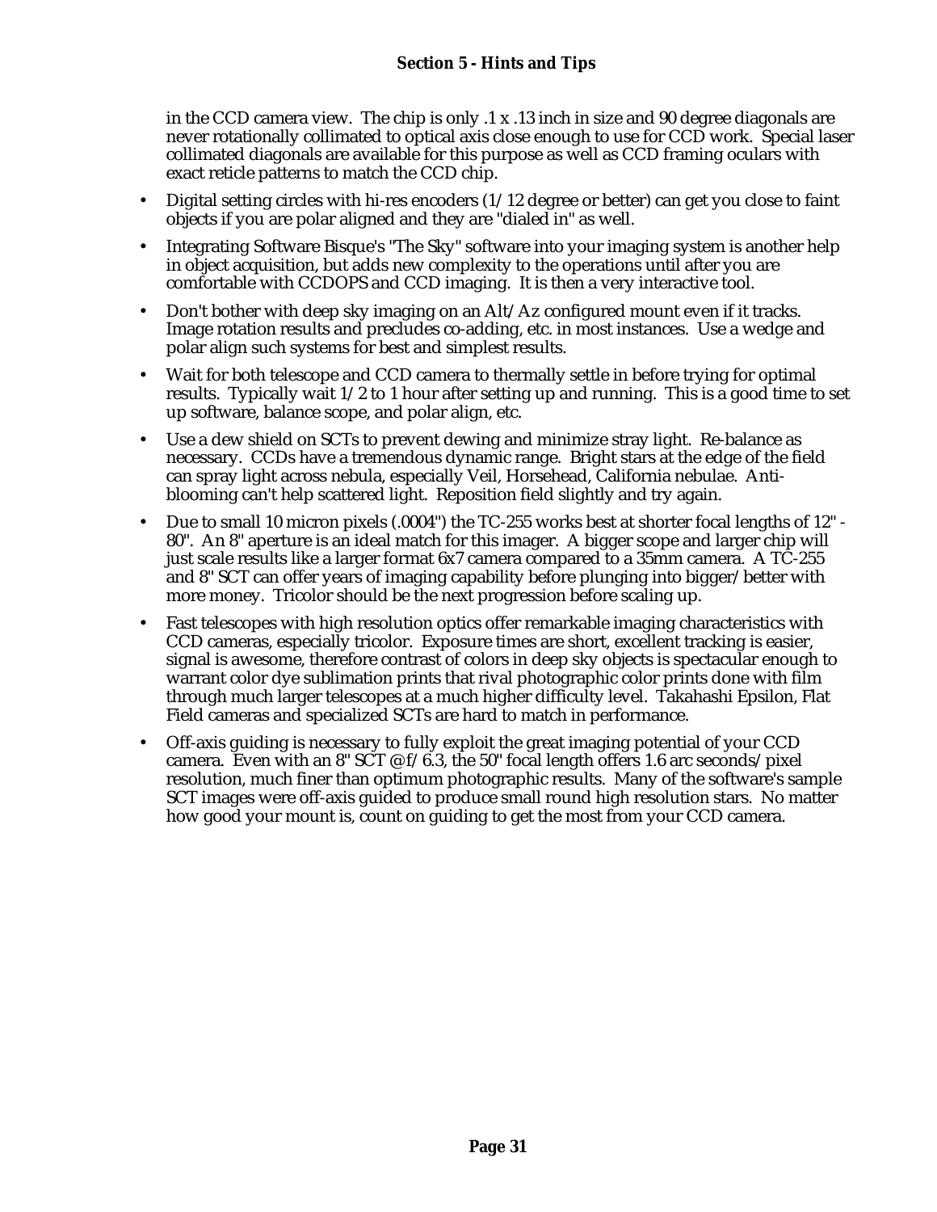in the CCD camera view. The chip is only .1 x .13 inch in size and 90 degree diagonals are never rotationally collimated to optical axis close enough to use for CCD work. Special laser collimated diagonals are available for this purpose as well as CCD framing oculars with exact reticle patterns to match the CCD chip.

- Digital setting circles with hi-res encoders (1/12 degree or better) can get you close to faint objects if you are polar aligned and they are "dialed in" as well.
- Integrating Software Bisque's "The Sky" software into your imaging system is another help in object acquisition, but adds new complexity to the operations until after you are comfortable with CCDOPS and CCD imaging. It is then a very interactive tool.
- Don't bother with deep sky imaging on an Alt/Az configured mount even if it tracks. Image rotation results and precludes co-adding, etc. in most instances. Use a wedge and polar align such systems for best and simplest results.
- Wait for both telescope and CCD camera to thermally settle in before trying for optimal results. Typically wait 1/2 to 1 hour after setting up and running. This is a good time to set up software, balance scope, and polar align, etc.
- Use a dew shield on SCTs to prevent dewing and minimize stray light. Re-balance as necessary. CCDs have a tremendous dynamic range. Bright stars at the edge of the field can spray light across nebula, especially Veil, Horsehead, California nebulae. Anti-blooming can't help scattered light. Reposition field slightly and try again.
- Due to small 10 micron pixels (.0004") the TC-255 works best at shorter focal lengths of 12" - 80". An 8" aperture is an ideal match for this imager. A bigger scope and larger chip will just scale results like a larger format 6x7 camera compared to a 35mm camera. A TC-255 and 8" SCT can offer years of imaging capability before plunging into bigger/better with more money. Tricolor should be the next progression before scaling up.
- Fast telescopes with high resolution optics offer remarkable imaging characteristics with CCD cameras, especially tricolor. Exposure times are short, excellent tracking is easier, signal is awesome, therefore contrast of colors in deep sky objects is spectacular enough to warrant color dye sublimation prints that rival photographic color prints done with film through much larger telescopes at a much higher difficulty level. Takahashi Epsilon, Flat Field cameras and specialized SCTs are hard to match in performance.
- Off-axis guiding is necessary to fully exploit the great imaging potential of your CCD camera. Even with an 8" SCT @ f/6.3, the 50" focal length offers 1.6 arc seconds/pixel resolution, much finer than optimum photographic results. Many of the software's sample SCT images were off-axis guided to produce small round high resolution stars. No matter how good your mount is, count on guiding to get the most from your CCD camera.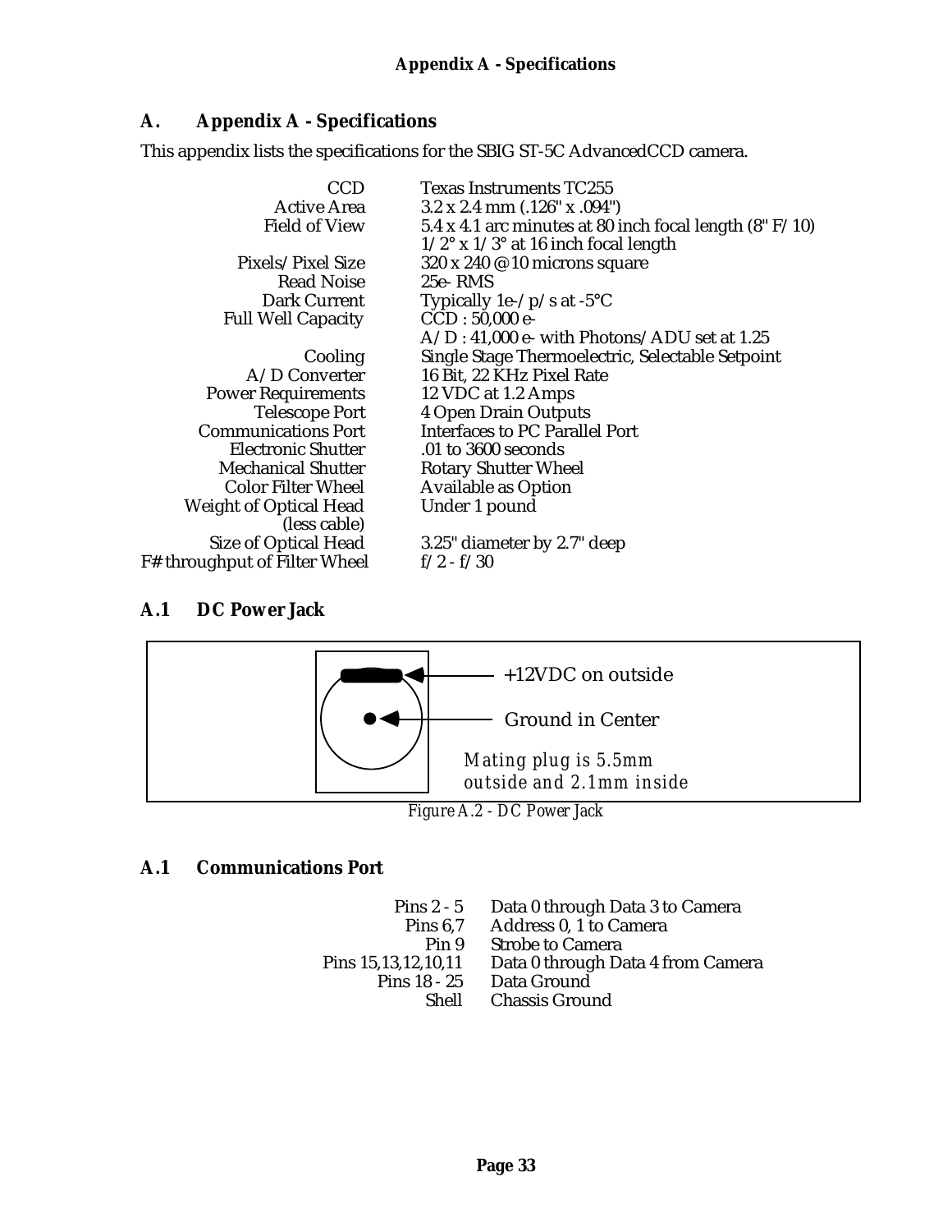## A. Appendix A - Specifications

This appendix lists the specifications for the SBIG ST-5C AdvancedCCD camera.

| | |
|---|---|
| CCD | Texas Instruments TC255 |
| Active Area | 3.2 x 2.4 mm (.126" x .094") |
| Field of View | 5.4 x 4.1 arc minutes at 80 inch focal length (8" F/10)<br>1/2° x 1/3° at 16 inch focal length |
| Pixels/Pixel Size | 320 x 240 @ 10 microns square |
| Read Noise | 25e- RMS |
| Dark Current | Typically 1e-/p/s at -5°C |
| Full Well Capacity | CCD : 50,000 e-<br>A/D : 41,000 e- with Photons/ADU set at 1.25 |
| Cooling | Single Stage Thermoelectric, Selectable Setpoint |
| A/D Converter | 16 Bit, 22 KHz Pixel Rate |
| Power Requirements | 12 VDC at 1.2 Amps |
| Telescope Port | 4 Open Drain Outputs |
| Communications Port | Interfaces to PC Parallel Port |
| Electronic Shutter | .01 to 3600 seconds |
| Mechanical Shutter | Rotary Shutter Wheel |
| Color Filter Wheel | Available as Option |
| Weight of Optical Head (less cable) | Under 1 pound |
| Size of Optical Head | 3.25" diameter by 2.7" deep |
| F# throughput of Filter Wheel | f/2 - f/30 |

### A.1 DC Power Jack

+12VDC on outside

Ground in Center

*Mating plug is 5.5mm outside and 2.1mm inside*

*Figure A.2 - DC Power Jack*

### A.1 Communications Port

| | |
|---|---|
| Pins 2 - 5 | Data 0 through Data 3 to Camera |
| Pins 6,7 | Address 0, 1 to Camera |
| Pin 9 | Strobe to Camera |
| Pins 15,13,12,10,11 | Data 0 through Data 4 from Camera |
| Pins 18 - 25 | Data Ground |
| Shell | Chassis Ground |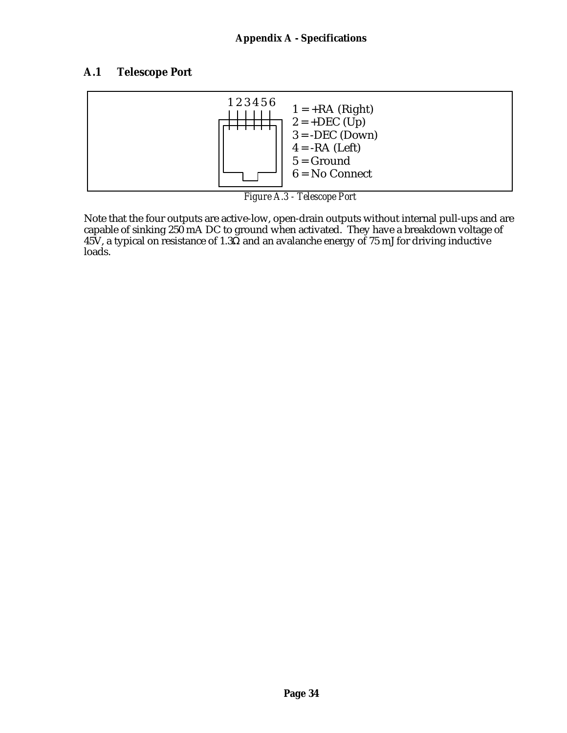**Appendix A - Specifications**

## A.1 Telescope Port

1 2 3 4 5 6

1 = +RA (Right)
2 = +DEC (Up)
3 = -DEC (Down)
4 = -RA (Left)
5 = Ground
6 = No Connect

*Figure A.3 - Telescope Port*

Note that the four outputs are active-low, open-drain outputs without internal pull-ups and are capable of sinking 250 mA DC to ground when activated. They have a breakdown voltage of 45V, a typical on resistance of 1.3Ω and an avalanche energy of 75 mJ for driving inductive loads.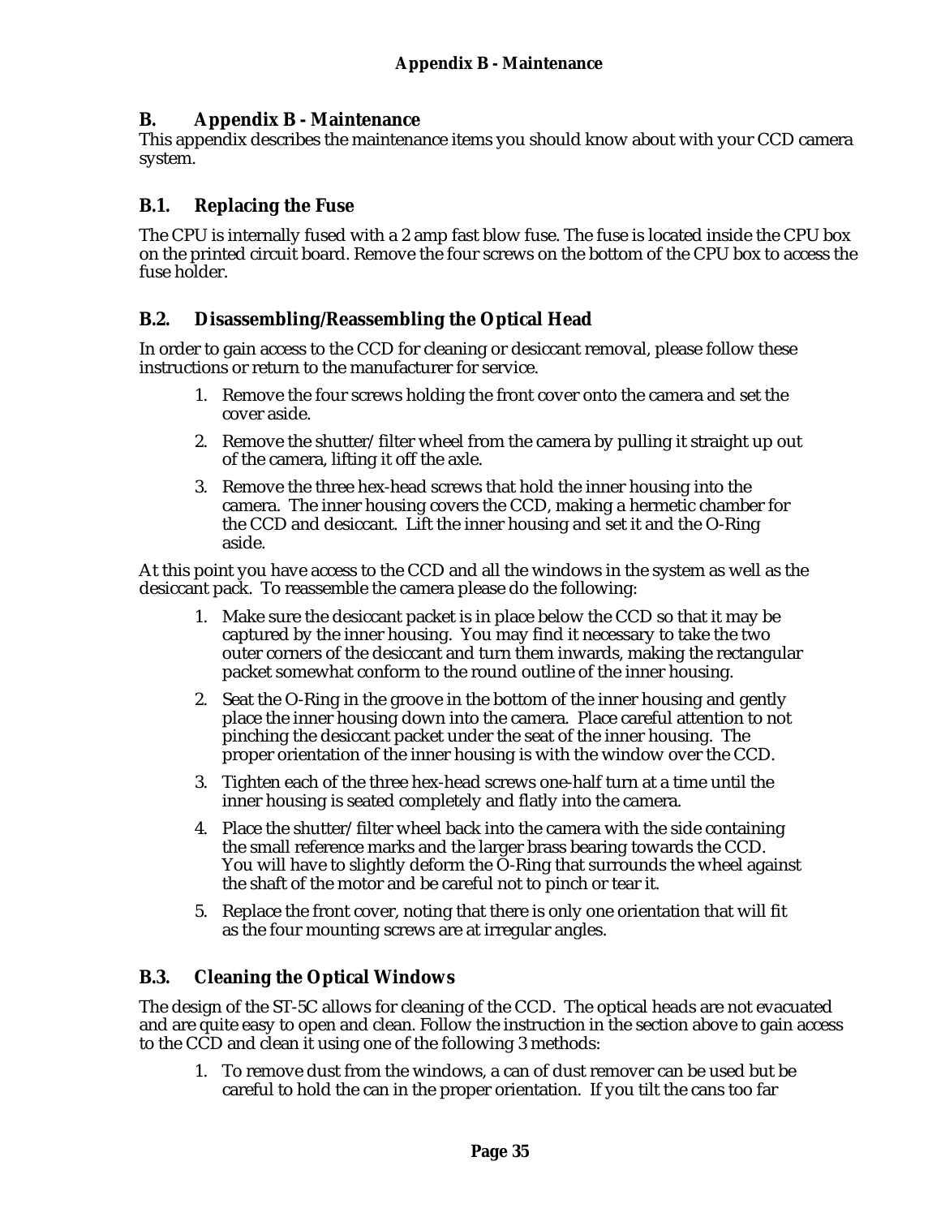# B. Appendix B - Maintenance

This appendix describes the maintenance items you should know about with your CCD camera system.

## B.1. Replacing the Fuse

The CPU is internally fused with a 2 amp fast blow fuse. The fuse is located inside the CPU box on the printed circuit board. Remove the four screws on the bottom of the CPU box to access the fuse holder.

## B.2. Disassembling/Reassembling the Optical Head

In order to gain access to the CCD for cleaning or desiccant removal, please follow these instructions or return to the manufacturer for service.

1. Remove the four screws holding the front cover onto the camera and set the cover aside.
2. Remove the shutter/filter wheel from the camera by pulling it straight up out of the camera, lifting it off the axle.
3. Remove the three hex-head screws that hold the inner housing into the camera. The inner housing covers the CCD, making a hermetic chamber for the CCD and desiccant. Lift the inner housing and set it and the O-Ring aside.

At this point you have access to the CCD and all the windows in the system as well as the desiccant pack. To reassemble the camera please do the following:

1. Make sure the desiccant packet is in place below the CCD so that it may be captured by the inner housing. You may find it necessary to take the two outer corners of the desiccant and turn them inwards, making the rectangular packet somewhat conform to the round outline of the inner housing.
2. Seat the O-Ring in the groove in the bottom of the inner housing and gently place the inner housing down into the camera. Place careful attention to not pinching the desiccant packet under the seat of the inner housing. The proper orientation of the inner housing is with the window over the CCD.
3. Tighten each of the three hex-head screws one-half turn at a time until the inner housing is seated completely and flatly into the camera.
4. Place the shutter/filter wheel back into the camera with the side containing the small reference marks and the larger brass bearing towards the CCD. You will have to slightly deform the O-Ring that surrounds the wheel against the shaft of the motor and be careful not to pinch or tear it.
5. Replace the front cover, noting that there is only one orientation that will fit as the four mounting screws are at irregular angles.

## B.3. Cleaning the Optical Windows

The design of the ST-5C allows for cleaning of the CCD. The optical heads are not evacuated and are quite easy to open and clean. Follow the instruction in the section above to gain access to the CCD and clean it using one of the following 3 methods:

1. To remove dust from the windows, a can of dust remover can be used but be careful to hold the can in the proper orientation. If you tilt the cans too far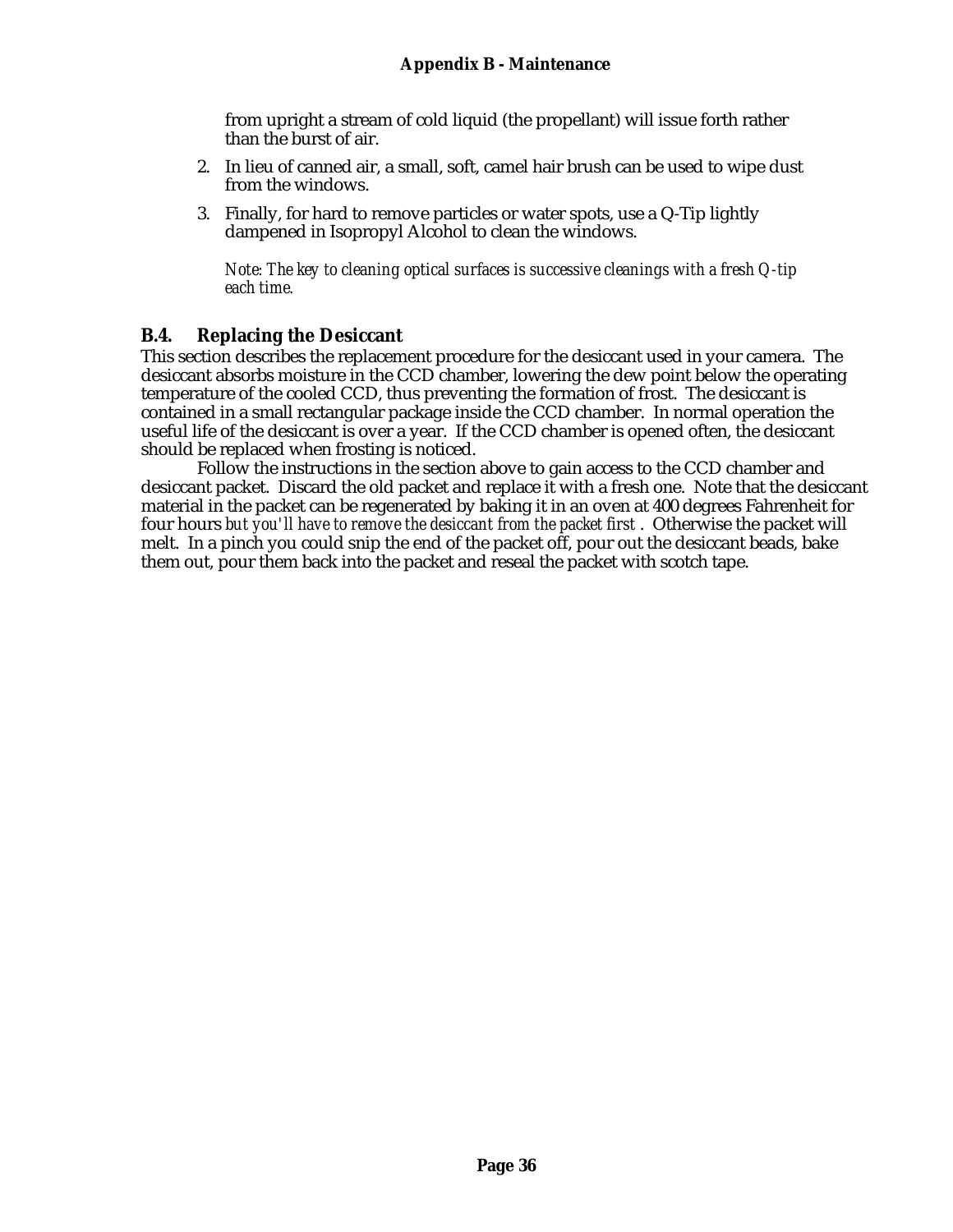from upright a stream of cold liquid (the propellant) will issue forth rather than the burst of air.

2. In lieu of canned air, a small, soft, camel hair brush can be used to wipe dust from the windows.
3. Finally, for hard to remove particles or water spots, use a Q-Tip lightly dampened in Isopropyl Alcohol to clean the windows.

   *Note: The key to cleaning optical surfaces is successive cleanings with a fresh Q-tip each time.*

## B.4. Replacing the Desiccant

This section describes the replacement procedure for the desiccant used in your camera. The desiccant absorbs moisture in the CCD chamber, lowering the dew point below the operating temperature of the cooled CCD, thus preventing the formation of frost. The desiccant is contained in a small rectangular package inside the CCD chamber. In normal operation the useful life of the desiccant is over a year. If the CCD chamber is opened often, the desiccant should be replaced when frosting is noticed.

Follow the instructions in the section above to gain access to the CCD chamber and desiccant packet. Discard the old packet and replace it with a fresh one. Note that the desiccant material in the packet can be regenerated by baking it in an oven at 400 degrees Fahrenheit for four hours *but you'll have to remove the desiccant from the packet first* . Otherwise the packet will melt. In a pinch you could snip the end of the packet off, pour out the desiccant beads, bake them out, pour them back into the packet and reseal the packet with scotch tape.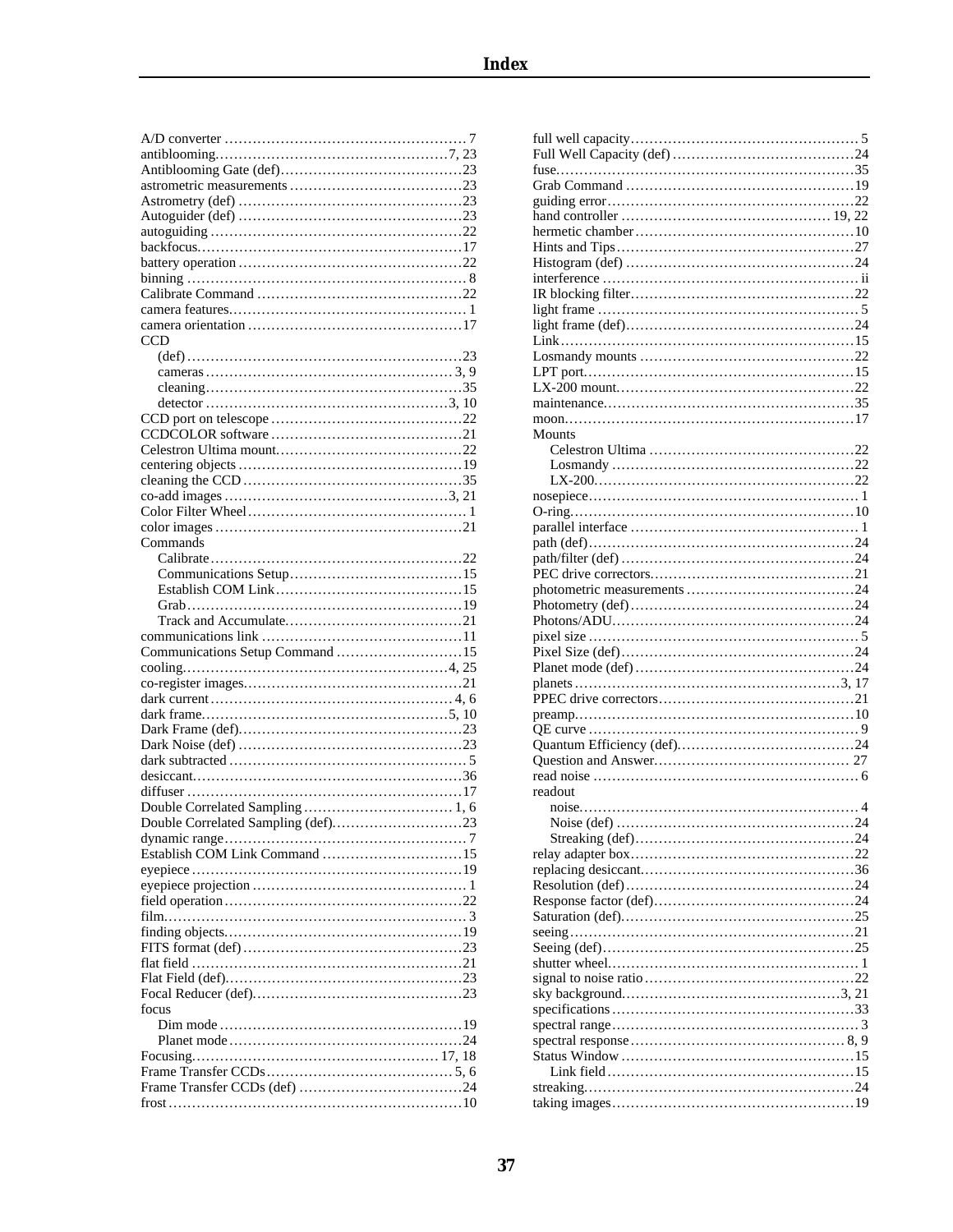# Index

A/D converter ... 7
antiblooming... 7, 23
Antiblooming Gate (def)... 23
astrometric measurements ... 23
Astrometry (def) ... 23
Autoguider (def) ... 23
autoguiding ... 22
backfocus... 17
battery operation ... 22
binning ... 8
Calibrate Command ... 22
camera features... 1
camera orientation ... 17
CCD
- (def) ... 23
- cameras ... 3, 9
- cleaning... 35
- detector ... 3, 10

CCD port on telescope ... 22
CCDCOLOR software ... 21
Celestron Ultima mount... 22
centering objects ... 19
cleaning the CCD ... 35
co-add images ... 3, 21
Color Filter Wheel ... 1
color images ... 21
Commands
- Calibrate ... 22
- Communications Setup... 15
- Establish COM Link... 15
- Grab... 19
- Track and Accumulate... 21

communications link ... 11
Communications Setup Command ... 15
cooling... 4, 25
co-register images... 21
dark current ... 4, 6
dark frame... 5, 10
Dark Frame (def)... 23
Dark Noise (def) ... 23
dark subtracted ... 5
desiccant... 36
diffuser ... 17
Double Correlated Sampling ... 1, 6
Double Correlated Sampling (def)... 23
dynamic range... 7
Establish COM Link Command ... 15
eyepiece ... 19
eyepiece projection ... 1
field operation ... 22
film... 3
finding objects... 19
FITS format (def) ... 23
flat field ... 21
Flat Field (def)... 23
Focal Reducer (def)... 23
focus
- Dim mode ... 19
- Planet mode ... 24

Focusing... 17, 18
Frame Transfer CCDs... 5, 6
Frame Transfer CCDs (def) ... 24
frost ... 10
full well capacity... 5
Full Well Capacity (def) ... 24
fuse... 35
Grab Command ... 19
guiding error... 22
hand controller ... 19, 22
hermetic chamber... 10
Hints and Tips... 27
Histogram (def) ... 24
interference ... ii
IR blocking filter... 22
light frame ... 5
light frame (def)... 24
Link... 15
Losmandy mounts ... 22
LPT port... 15
LX-200 mount... 22
maintenance... 35
moon... 17
Mounts
- Celestron Ultima ... 22
- Losmandy ... 22
- LX-200... 22

nosepiece... 1
O-ring... 10
parallel interface ... 1
path (def)... 24
path/filter (def) ... 24
PEC drive correctors... 21
photometric measurements ... 24
Photometry (def)... 24
Photons/ADU... 24
pixel size ... 5
Pixel Size (def)... 24
Planet mode (def) ... 24
planets ... 3, 17
PPEC drive correctors... 21
preamp... 10
QE curve ... 9
Quantum Efficiency (def)... 24
Question and Answer... 27
read noise ... 6
readout
- noise... 4
- Noise (def) ... 24
- Streaking (def)... 24

relay adapter box... 22
replacing desiccant... 36
Resolution (def)... 24
Response factor (def)... 24
Saturation (def)... 25
seeing... 21
Seeing (def)... 25
shutter wheel... 1
signal to noise ratio ... 22
sky background... 3, 21
specifications ... 33
spectral range... 3
spectral response ... 8, 9
Status Window ... 15
- Link field ... 15

streaking... 24
taking images... 19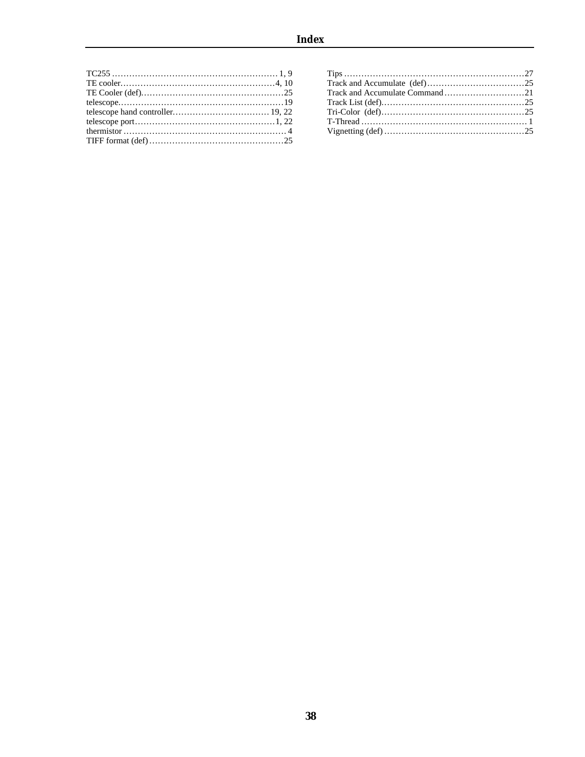# Index

TC255 ........................................................ 1, 9
TE cooler..................................................... 4, 10
TE Cooler (def)................................................25
telescope.......................................................19
telescope hand controller............................... 19, 22
telescope port................................................1, 22
thermistor ...................................................... 4
TIFF format (def)............................................25

Tips ..............................................................27
Track and Accumulate (def)................................25
Track and Accumulate Command.........................21
Track List (def)................................................25
Tri-Color (def).................................................25
T-Thread ........................................................ 1
Vignetting (def) ...............................................25